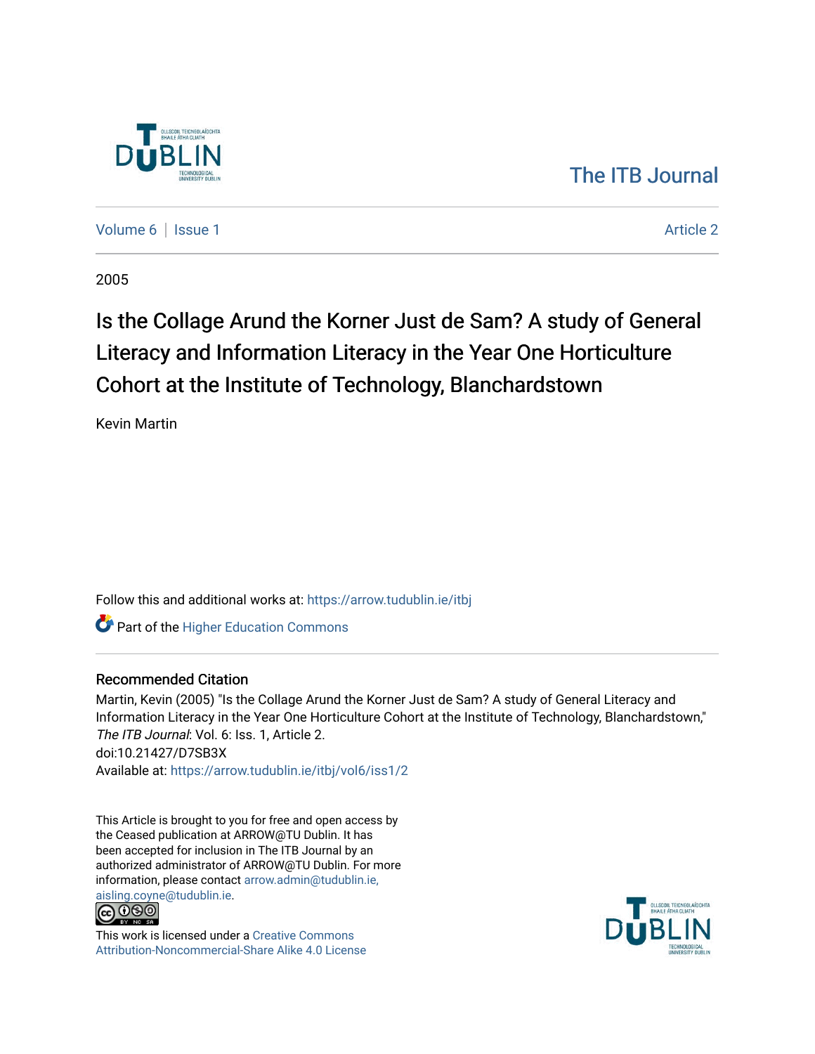The ITB Journal

Volume 6 | Issue 1 Article 2

2005

# Is the Collage Arund the Korner Just de Sam? A study of General Literacy and Information Literacy in the Year One Horticulture Cohort at the Institute of Technology, Blanchardstown

Kevin Martin

Follow this and additional works at: https://arrow.tudublin.ie/itbj

Part of the Higher Education Commons

## Recommended Citation

Martin, Kevin (2005) "Is the Collage Arund the Korner Just de Sam? A study of General Literacy and Information Literacy in the Year One Horticulture Cohort at the Institute of Technology, Blanchardstown," *The ITB Journal*: Vol. 6: Iss. 1, Article 2.
doi:10.21427/D7SB3X
Available at: https://arrow.tudublin.ie/itbj/vol6/iss1/2

This Article is brought to you for free and open access by the Ceased publication at ARROW@TU Dublin. It has been accepted for inclusion in The ITB Journal by an authorized administrator of ARROW@TU Dublin. For more information, please contact arrow.admin@tudublin.ie, aisling.coyne@tudublin.ie.

This work is licensed under a Creative Commons Attribution-Noncommercial-Share Alike 4.0 License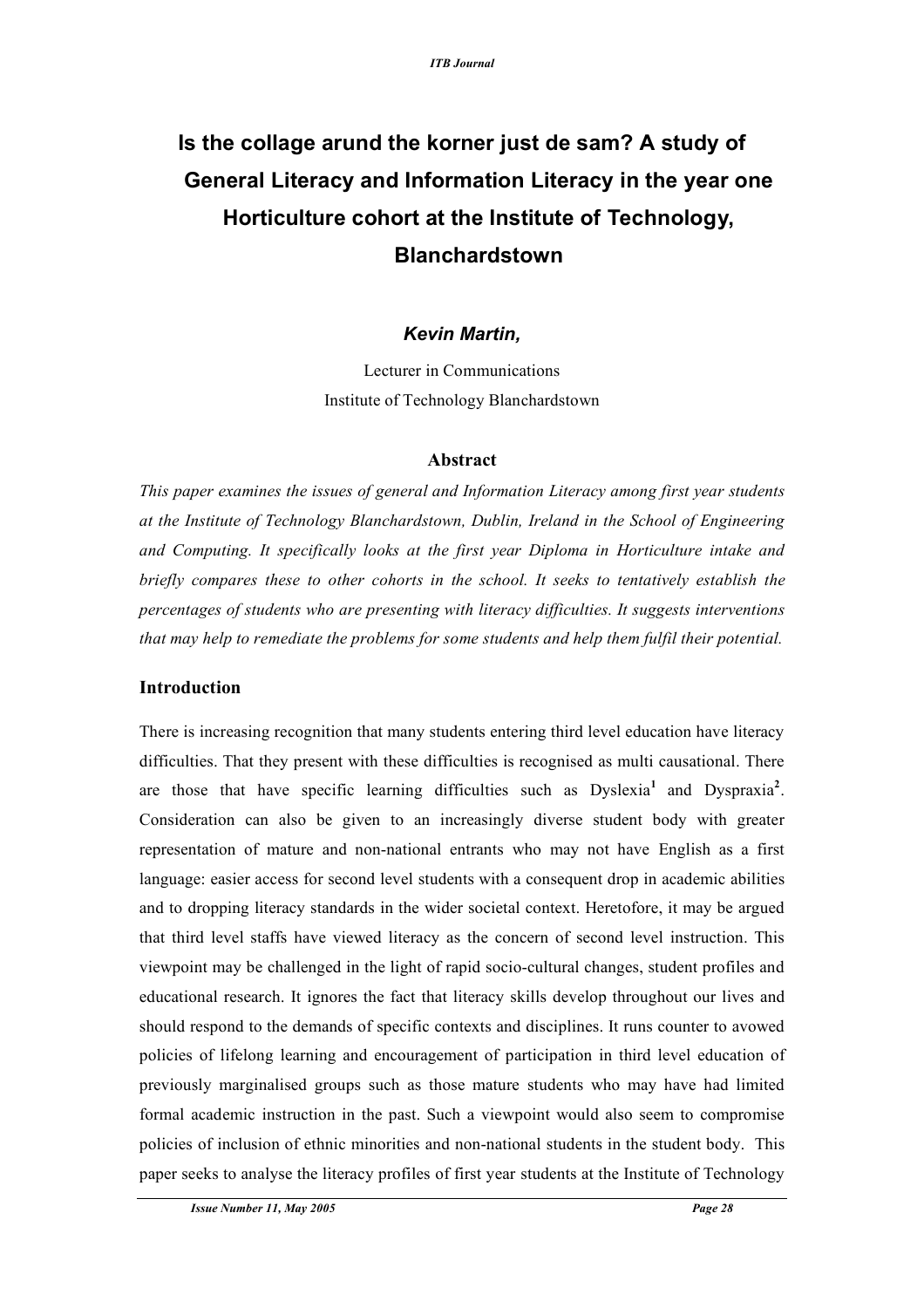# Is the collage arund the korner just de sam? A study of General Literacy and Information Literacy in the year one Horticulture cohort at the Institute of Technology, Blanchardstown

***Kevin Martin,***

Lecturer in Communications
Institute of Technology Blanchardstown

## Abstract

*This paper examines the issues of general and Information Literacy among first year students at the Institute of Technology Blanchardstown, Dublin, Ireland in the School of Engineering and Computing. It specifically looks at the first year Diploma in Horticulture intake and briefly compares these to other cohorts in the school. It seeks to tentatively establish the percentages of students who are presenting with literacy difficulties. It suggests interventions that may help to remediate the problems for some students and help them fulfil their potential.*

## Introduction

There is increasing recognition that many students entering third level education have literacy difficulties. That they present with these difficulties is recognised as multi causational. There are those that have specific learning difficulties such as Dyslexia[1] and Dyspraxia[2]. Consideration can also be given to an increasingly diverse student body with greater representation of mature and non-national entrants who may not have English as a first language: easier access for second level students with a consequent drop in academic abilities and to dropping literacy standards in the wider societal context. Heretofore, it may be argued that third level staffs have viewed literacy as the concern of second level instruction. This viewpoint may be challenged in the light of rapid socio-cultural changes, student profiles and educational research. It ignores the fact that literacy skills develop throughout our lives and should respond to the demands of specific contexts and disciplines. It runs counter to avowed policies of lifelong learning and encouragement of participation in third level education of previously marginalised groups such as those mature students who may have had limited formal academic instruction in the past. Such a viewpoint would also seem to compromise policies of inclusion of ethnic minorities and non-national students in the student body. This paper seeks to analyse the literacy profiles of first year students at the Institute of Technology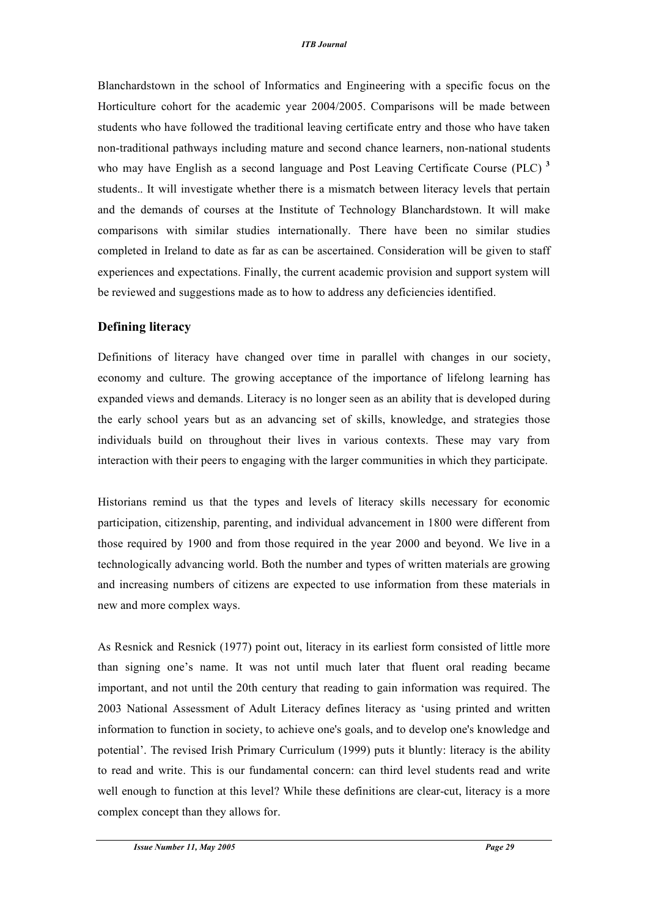Blanchardstown in the school of Informatics and Engineering with a specific focus on the Horticulture cohort for the academic year 2004/2005. Comparisons will be made between students who have followed the traditional leaving certificate entry and those who have taken non-traditional pathways including mature and second chance learners, non-national students who may have English as a second language and Post Leaving Certificate Course (PLC) [3] students.. It will investigate whether there is a mismatch between literacy levels that pertain and the demands of courses at the Institute of Technology Blanchardstown. It will make comparisons with similar studies internationally. There have been no similar studies completed in Ireland to date as far as can be ascertained. Consideration will be given to staff experiences and expectations. Finally, the current academic provision and support system will be reviewed and suggestions made as to how to address any deficiencies identified.

## Defining literacy

Definitions of literacy have changed over time in parallel with changes in our society, economy and culture. The growing acceptance of the importance of lifelong learning has expanded views and demands. Literacy is no longer seen as an ability that is developed during the early school years but as an advancing set of skills, knowledge, and strategies those individuals build on throughout their lives in various contexts. These may vary from interaction with their peers to engaging with the larger communities in which they participate.

Historians remind us that the types and levels of literacy skills necessary for economic participation, citizenship, parenting, and individual advancement in 1800 were different from those required by 1900 and from those required in the year 2000 and beyond. We live in a technologically advancing world. Both the number and types of written materials are growing and increasing numbers of citizens are expected to use information from these materials in new and more complex ways.

As Resnick and Resnick (1977) point out, literacy in its earliest form consisted of little more than signing one's name. It was not until much later that fluent oral reading became important, and not until the 20th century that reading to gain information was required. The 2003 National Assessment of Adult Literacy defines literacy as 'using printed and written information to function in society, to achieve one's goals, and to develop one's knowledge and potential'. The revised Irish Primary Curriculum (1999) puts it bluntly: literacy is the ability to read and write. This is our fundamental concern: can third level students read and write well enough to function at this level? While these definitions are clear-cut, literacy is a more complex concept than they allows for.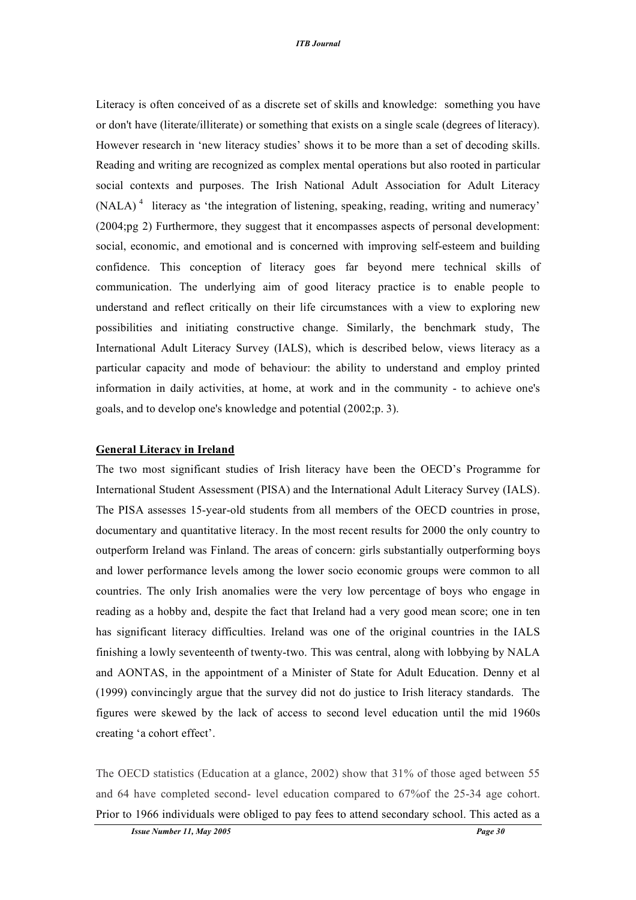Literacy is often conceived of as a discrete set of skills and knowledge: something you have or don't have (literate/illiterate) or something that exists on a single scale (degrees of literacy). However research in 'new literacy studies' shows it to be more than a set of decoding skills. Reading and writing are recognized as complex mental operations but also rooted in particular social contexts and purposes. The Irish National Adult Association for Adult Literacy (NALA) [4] literacy as 'the integration of listening, speaking, reading, writing and numeracy' (2004;pg 2) Furthermore, they suggest that it encompasses aspects of personal development: social, economic, and emotional and is concerned with improving self-esteem and building confidence. This conception of literacy goes far beyond mere technical skills of communication. The underlying aim of good literacy practice is to enable people to understand and reflect critically on their life circumstances with a view to exploring new possibilities and initiating constructive change. Similarly, the benchmark study, The International Adult Literacy Survey (IALS), which is described below, views literacy as a particular capacity and mode of behaviour: the ability to understand and employ printed information in daily activities, at home, at work and in the community - to achieve one's goals, and to develop one's knowledge and potential (2002;p. 3).

## General Literacy in Ireland

The two most significant studies of Irish literacy have been the OECD's Programme for International Student Assessment (PISA) and the International Adult Literacy Survey (IALS). The PISA assesses 15-year-old students from all members of the OECD countries in prose, documentary and quantitative literacy. In the most recent results for 2000 the only country to outperform Ireland was Finland. The areas of concern: girls substantially outperforming boys and lower performance levels among the lower socio economic groups were common to all countries. The only Irish anomalies were the very low percentage of boys who engage in reading as a hobby and, despite the fact that Ireland had a very good mean score; one in ten has significant literacy difficulties. Ireland was one of the original countries in the IALS finishing a lowly seventeenth of twenty-two. This was central, along with lobbying by NALA and AONTAS, in the appointment of a Minister of State for Adult Education. Denny et al (1999) convincingly argue that the survey did not do justice to Irish literacy standards. The figures were skewed by the lack of access to second level education until the mid 1960s creating 'a cohort effect'.

The OECD statistics (Education at a glance, 2002) show that 31% of those aged between 55 and 64 have completed second- level education compared to 67%of the 25-34 age cohort. Prior to 1966 individuals were obliged to pay fees to attend secondary school. This acted as a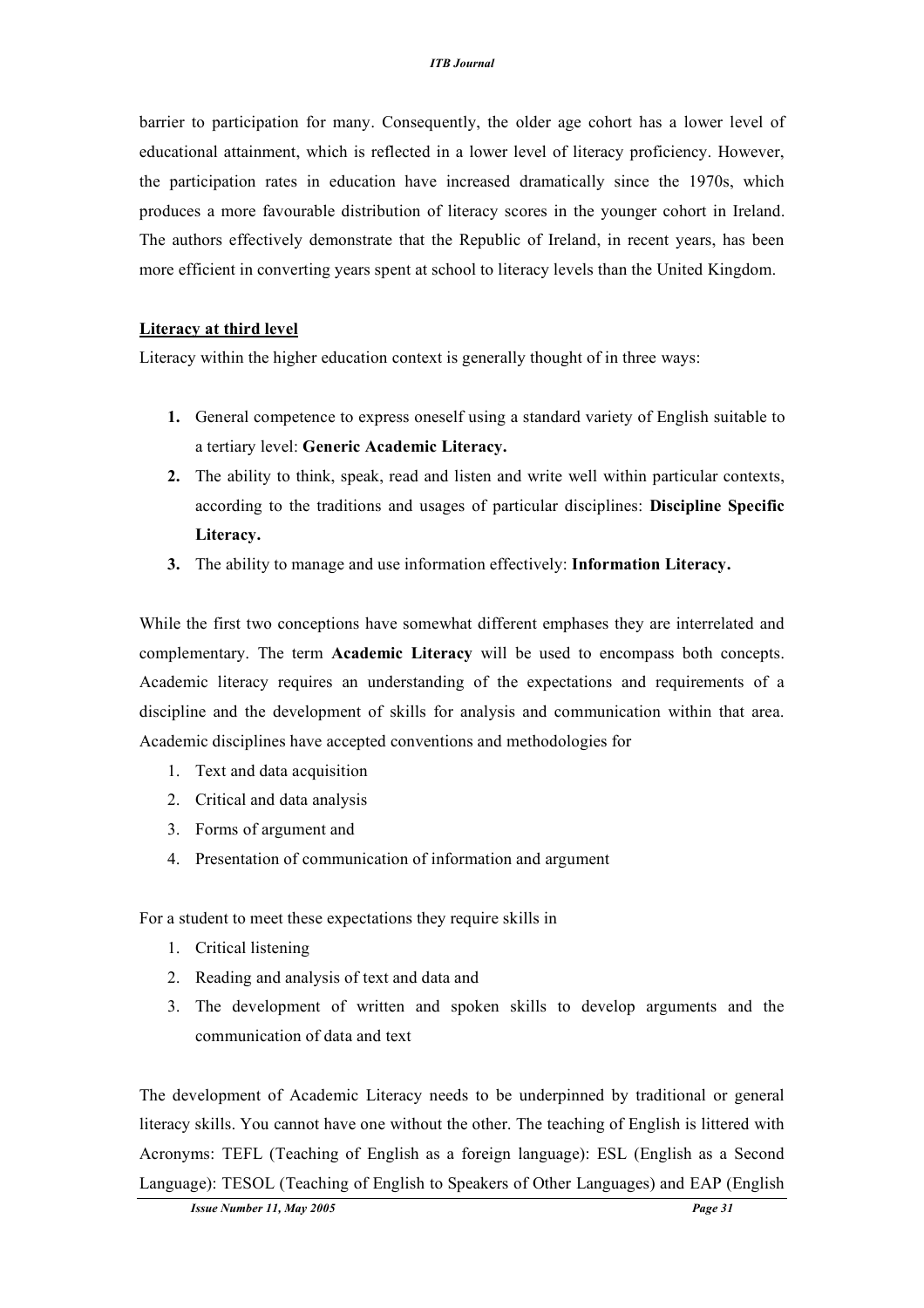barrier to participation for many. Consequently, the older age cohort has a lower level of educational attainment, which is reflected in a lower level of literacy proficiency. However, the participation rates in education have increased dramatically since the 1970s, which produces a more favourable distribution of literacy scores in the younger cohort in Ireland. The authors effectively demonstrate that the Republic of Ireland, in recent years, has been more efficient in converting years spent at school to literacy levels than the United Kingdom.

## Literacy at third level

Literacy within the higher education context is generally thought of in three ways:

1. General competence to express oneself using a standard variety of English suitable to a tertiary level: **Generic Academic Literacy.**
2. The ability to think, speak, read and listen and write well within particular contexts, according to the traditions and usages of particular disciplines: **Discipline Specific Literacy.**
3. The ability to manage and use information effectively: **Information Literacy.**

While the first two conceptions have somewhat different emphases they are interrelated and complementary. The term **Academic Literacy** will be used to encompass both concepts. Academic literacy requires an understanding of the expectations and requirements of a discipline and the development of skills for analysis and communication within that area. Academic disciplines have accepted conventions and methodologies for

1. Text and data acquisition
2. Critical and data analysis
3. Forms of argument and
4. Presentation of communication of information and argument

For a student to meet these expectations they require skills in

1. Critical listening
2. Reading and analysis of text and data and
3. The development of written and spoken skills to develop arguments and the communication of data and text

The development of Academic Literacy needs to be underpinned by traditional or general literacy skills. You cannot have one without the other. The teaching of English is littered with Acronyms: TEFL (Teaching of English as a foreign language): ESL (English as a Second Language): TESOL (Teaching of English to Speakers of Other Languages) and EAP (English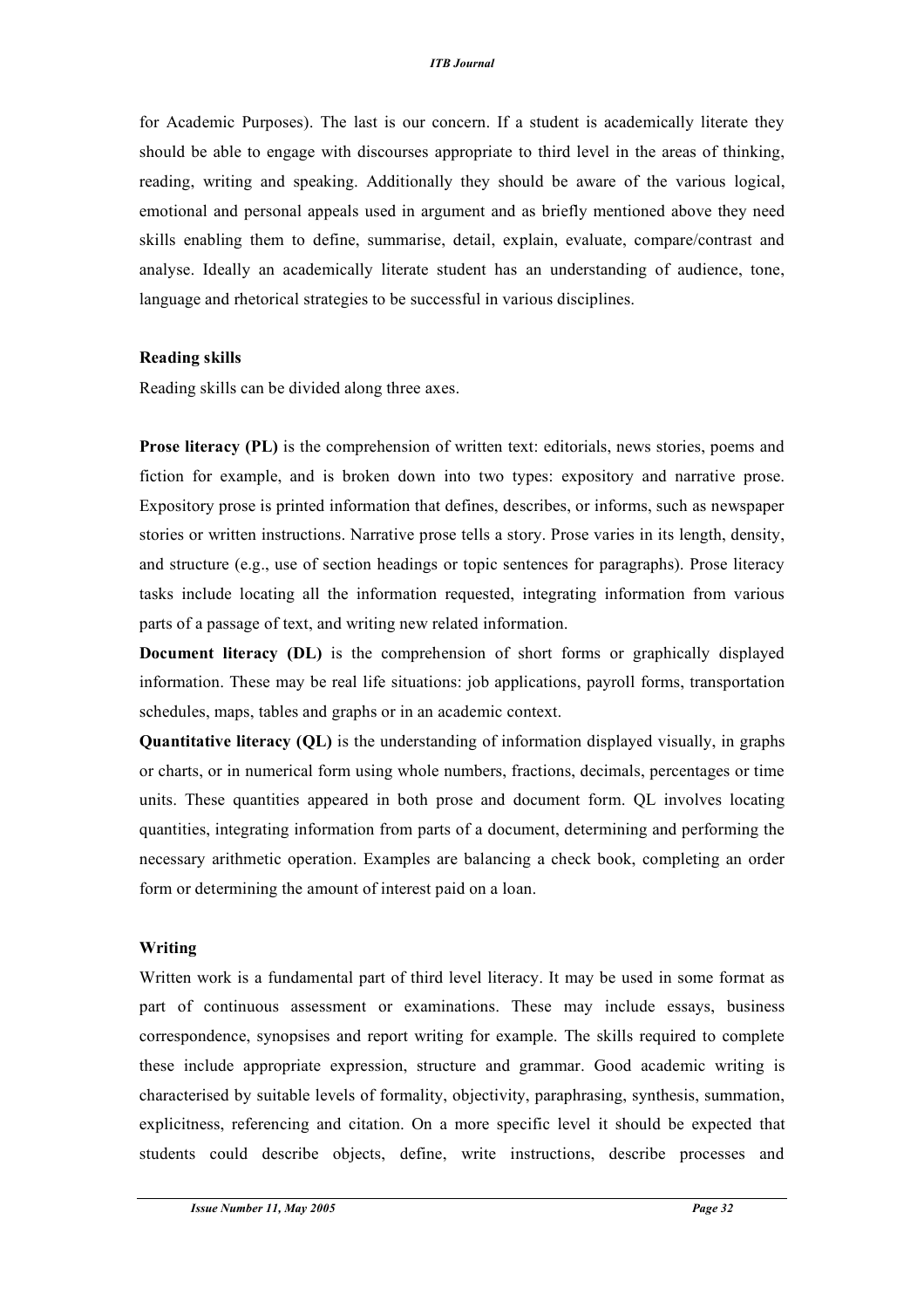for Academic Purposes). The last is our concern. If a student is academically literate they should be able to engage with discourses appropriate to third level in the areas of thinking, reading, writing and speaking. Additionally they should be aware of the various logical, emotional and personal appeals used in argument and as briefly mentioned above they need skills enabling them to define, summarise, detail, explain, evaluate, compare/contrast and analyse. Ideally an academically literate student has an understanding of audience, tone, language and rhetorical strategies to be successful in various disciplines.

**Reading skills**

Reading skills can be divided along three axes.

**Prose literacy (PL)** is the comprehension of written text: editorials, news stories, poems and fiction for example, and is broken down into two types: expository and narrative prose. Expository prose is printed information that defines, describes, or informs, such as newspaper stories or written instructions. Narrative prose tells a story. Prose varies in its length, density, and structure (e.g., use of section headings or topic sentences for paragraphs). Prose literacy tasks include locating all the information requested, integrating information from various parts of a passage of text, and writing new related information.

**Document literacy (DL)** is the comprehension of short forms or graphically displayed information. These may be real life situations: job applications, payroll forms, transportation schedules, maps, tables and graphs or in an academic context.

**Quantitative literacy (QL)** is the understanding of information displayed visually, in graphs or charts, or in numerical form using whole numbers, fractions, decimals, percentages or time units. These quantities appeared in both prose and document form. QL involves locating quantities, integrating information from parts of a document, determining and performing the necessary arithmetic operation. Examples are balancing a check book, completing an order form or determining the amount of interest paid on a loan.

**Writing**

Written work is a fundamental part of third level literacy. It may be used in some format as part of continuous assessment or examinations. These may include essays, business correspondence, synopsises and report writing for example. The skills required to complete these include appropriate expression, structure and grammar. Good academic writing is characterised by suitable levels of formality, objectivity, paraphrasing, synthesis, summation, explicitness, referencing and citation. On a more specific level it should be expected that students could describe objects, define, write instructions, describe processes and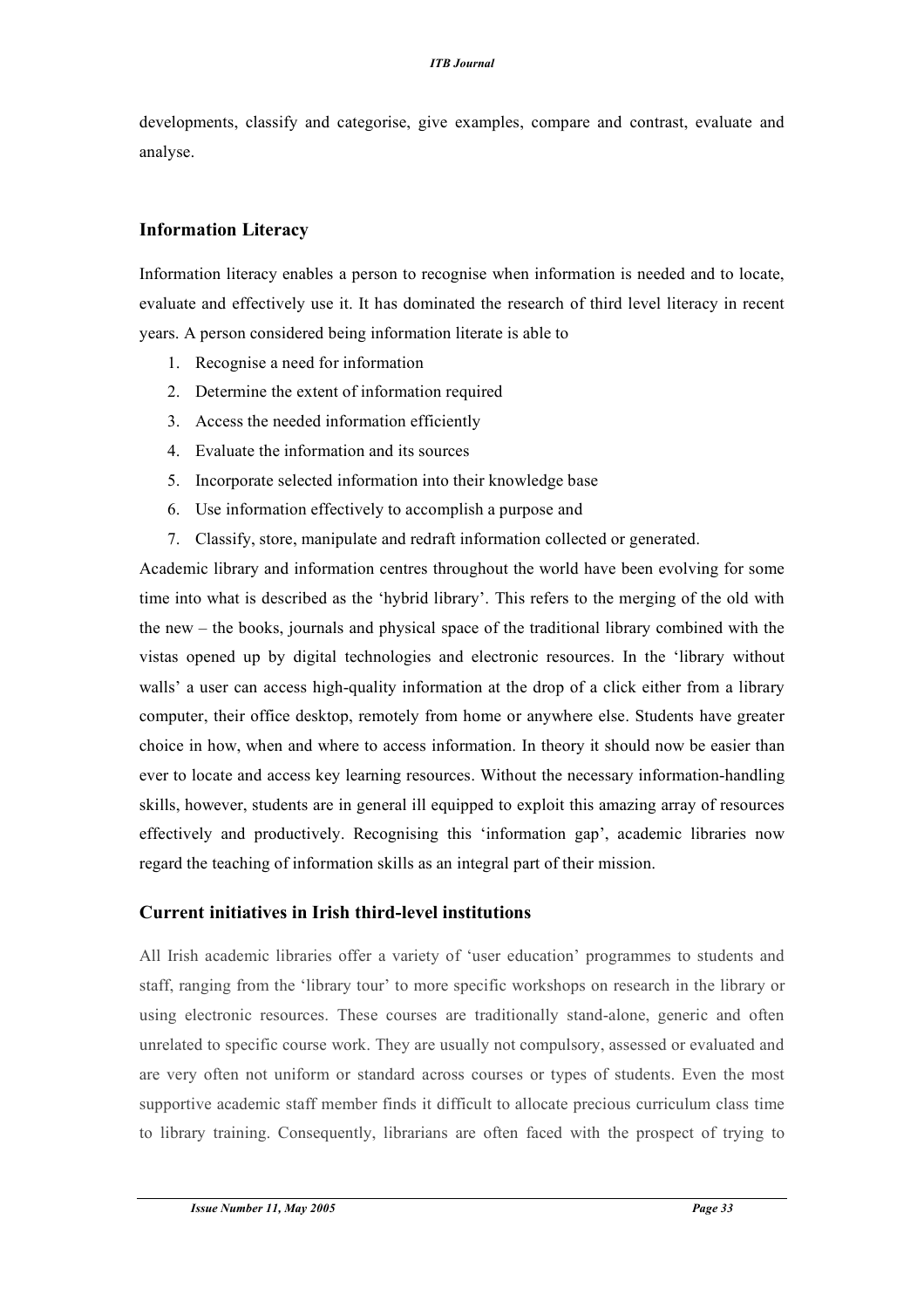developments, classify and categorise, give examples, compare and contrast, evaluate and analyse.

## Information Literacy

Information literacy enables a person to recognise when information is needed and to locate, evaluate and effectively use it. It has dominated the research of third level literacy in recent years. A person considered being information literate is able to

1. Recognise a need for information
2. Determine the extent of information required
3. Access the needed information efficiently
4. Evaluate the information and its sources
5. Incorporate selected information into their knowledge base
6. Use information effectively to accomplish a purpose and
7. Classify, store, manipulate and redraft information collected or generated.

Academic library and information centres throughout the world have been evolving for some time into what is described as the 'hybrid library'. This refers to the merging of the old with the new – the books, journals and physical space of the traditional library combined with the vistas opened up by digital technologies and electronic resources. In the 'library without walls' a user can access high-quality information at the drop of a click either from a library computer, their office desktop, remotely from home or anywhere else. Students have greater choice in how, when and where to access information. In theory it should now be easier than ever to locate and access key learning resources. Without the necessary information-handling skills, however, students are in general ill equipped to exploit this amazing array of resources effectively and productively. Recognising this 'information gap', academic libraries now regard the teaching of information skills as an integral part of their mission.

## Current initiatives in Irish third-level institutions

All Irish academic libraries offer a variety of 'user education' programmes to students and staff, ranging from the 'library tour' to more specific workshops on research in the library or using electronic resources. These courses are traditionally stand-alone, generic and often unrelated to specific course work. They are usually not compulsory, assessed or evaluated and are very often not uniform or standard across courses or types of students. Even the most supportive academic staff member finds it difficult to allocate precious curriculum class time to library training. Consequently, librarians are often faced with the prospect of trying to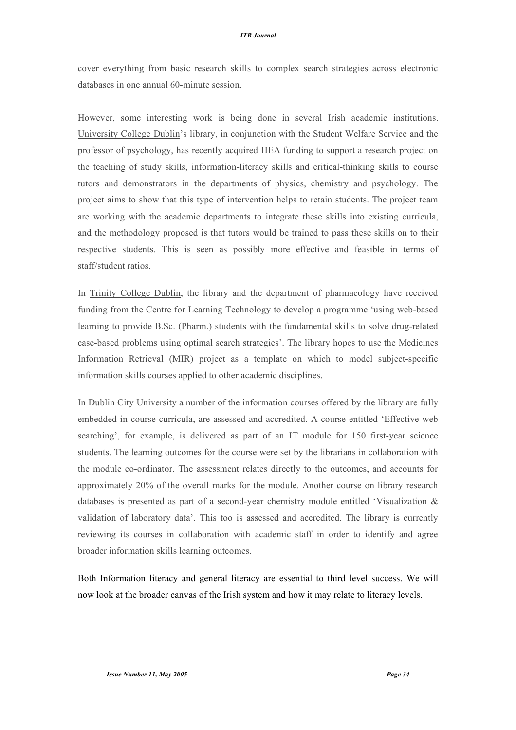cover everything from basic research skills to complex search strategies across electronic databases in one annual 60-minute session.

However, some interesting work is being done in several Irish academic institutions. University College Dublin's library, in conjunction with the Student Welfare Service and the professor of psychology, has recently acquired HEA funding to support a research project on the teaching of study skills, information-literacy skills and critical-thinking skills to course tutors and demonstrators in the departments of physics, chemistry and psychology. The project aims to show that this type of intervention helps to retain students. The project team are working with the academic departments to integrate these skills into existing curricula, and the methodology proposed is that tutors would be trained to pass these skills on to their respective students. This is seen as possibly more effective and feasible in terms of staff/student ratios.

In Trinity College Dublin, the library and the department of pharmacology have received funding from the Centre for Learning Technology to develop a programme 'using web-based learning to provide B.Sc. (Pharm.) students with the fundamental skills to solve drug-related case-based problems using optimal search strategies'. The library hopes to use the Medicines Information Retrieval (MIR) project as a template on which to model subject-specific information skills courses applied to other academic disciplines.

In Dublin City University a number of the information courses offered by the library are fully embedded in course curricula, are assessed and accredited. A course entitled 'Effective web searching', for example, is delivered as part of an IT module for 150 first-year science students. The learning outcomes for the course were set by the librarians in collaboration with the module co-ordinator. The assessment relates directly to the outcomes, and accounts for approximately 20% of the overall marks for the module. Another course on library research databases is presented as part of a second-year chemistry module entitled 'Visualization & validation of laboratory data'. This too is assessed and accredited. The library is currently reviewing its courses in collaboration with academic staff in order to identify and agree broader information skills learning outcomes.

Both Information literacy and general literacy are essential to third level success. We will now look at the broader canvas of the Irish system and how it may relate to literacy levels.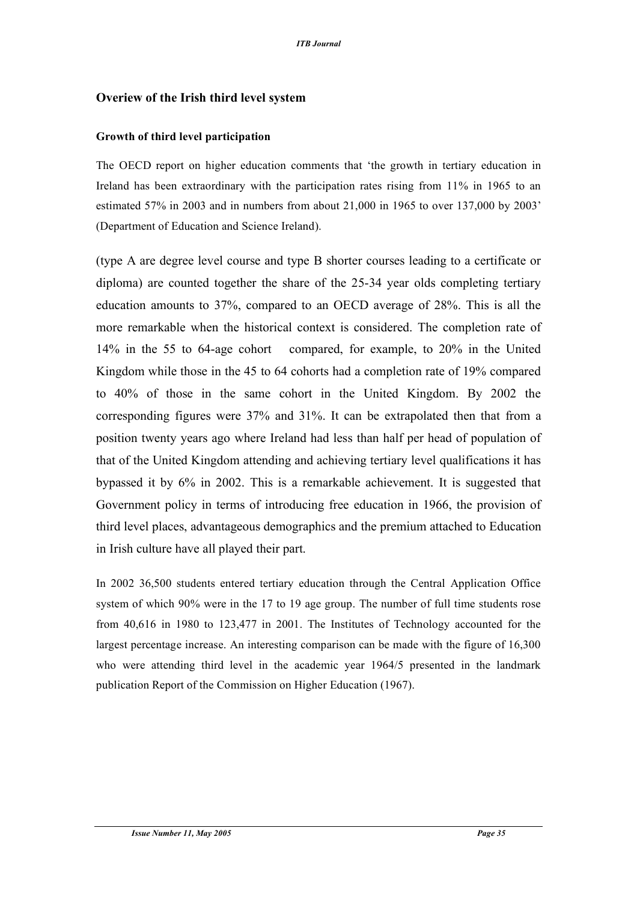## Overview of the Irish third level system

### Growth of third level participation

The OECD report on higher education comments that 'the growth in tertiary education in Ireland has been extraordinary with the participation rates rising from 11% in 1965 to an estimated 57% in 2003 and in numbers from about 21,000 in 1965 to over 137,000 by 2003' (Department of Education and Science Ireland).

(type A are degree level course and type B shorter courses leading to a certificate or diploma) are counted together the share of the 25-34 year olds completing tertiary education amounts to 37%, compared to an OECD average of 28%. This is all the more remarkable when the historical context is considered. The completion rate of 14% in the 55 to 64-age cohort  compared, for example, to 20% in the United Kingdom while those in the 45 to 64 cohorts had a completion rate of 19% compared to 40% of those in the same cohort in the United Kingdom. By 2002 the corresponding figures were 37% and 31%. It can be extrapolated then that from a position twenty years ago where Ireland had less than half per head of population of that of the United Kingdom attending and achieving tertiary level qualifications it has bypassed it by 6% in 2002. This is a remarkable achievement. It is suggested that Government policy in terms of introducing free education in 1966, the provision of third level places, advantageous demographics and the premium attached to Education in Irish culture have all played their part.

In 2002 36,500 students entered tertiary education through the Central Application Office system of which 90% were in the 17 to 19 age group. The number of full time students rose from 40,616 in 1980 to 123,477 in 2001. The Institutes of Technology accounted for the largest percentage increase. An interesting comparison can be made with the figure of 16,300 who were attending third level in the academic year 1964/5 presented in the landmark publication Report of the Commission on Higher Education (1967).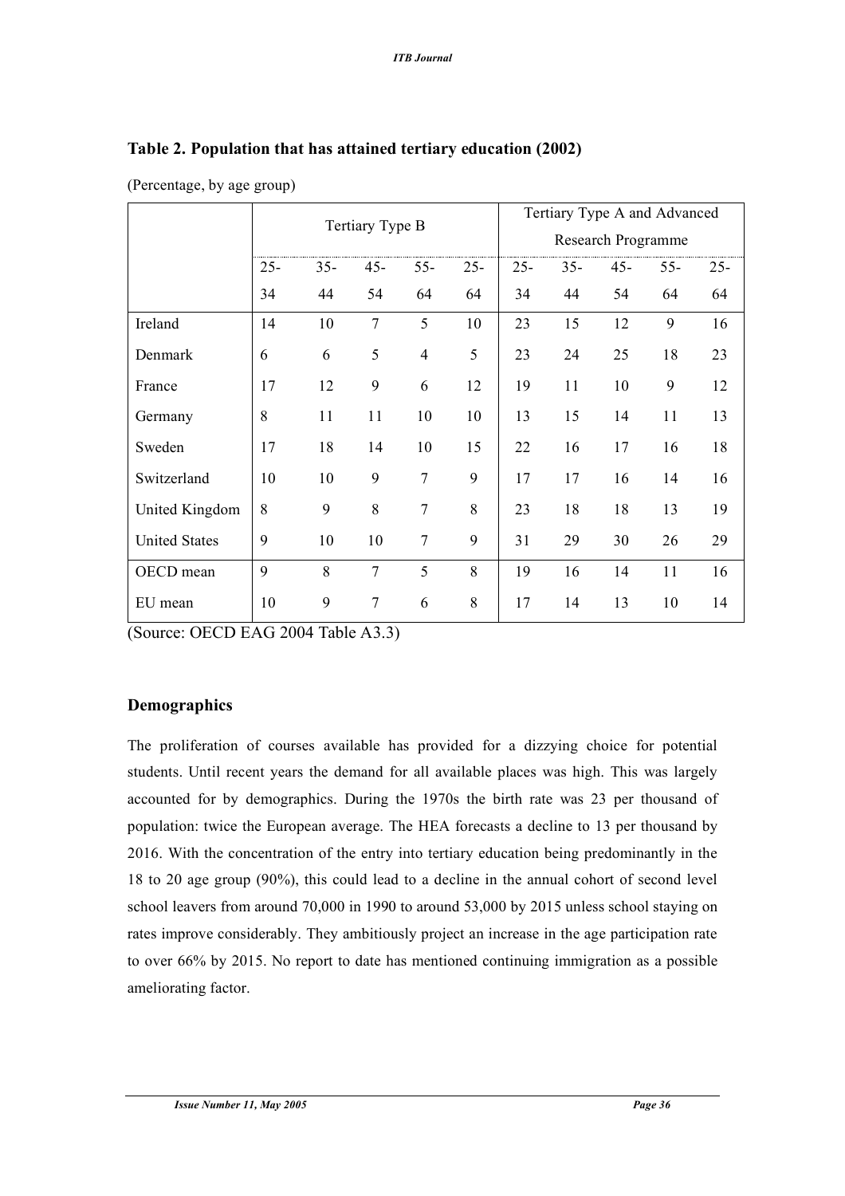## Table 2. Population that has attained tertiary education (2002)

(Percentage, by age group)

| | Tertiary Type B | | | | | Tertiary Type A and Advanced Research Programme | | | | |
|---|---|---|---|---|---|---|---|---|---|---|
| | 25-34 | 35-44 | 45-54 | 55-64 | 25-64 | 25-34 | 35-44 | 45-54 | 55-64 | 25-64 |
| Ireland | 14 | 10 | 7 | 5 | 10 | 23 | 15 | 12 | 9 | 16 |
| Denmark | 6 | 6 | 5 | 4 | 5 | 23 | 24 | 25 | 18 | 23 |
| France | 17 | 12 | 9 | 6 | 12 | 19 | 11 | 10 | 9 | 12 |
| Germany | 8 | 11 | 11 | 10 | 10 | 13 | 15 | 14 | 11 | 13 |
| Sweden | 17 | 18 | 14 | 10 | 15 | 22 | 16 | 17 | 16 | 18 |
| Switzerland | 10 | 10 | 9 | 7 | 9 | 17 | 17 | 16 | 14 | 16 |
| United Kingdom | 8 | 9 | 8 | 7 | 8 | 23 | 18 | 18 | 13 | 19 |
| United States | 9 | 10 | 10 | 7 | 9 | 31 | 29 | 30 | 26 | 29 |
| OECD mean | 9 | 8 | 7 | 5 | 8 | 19 | 16 | 14 | 11 | 16 |
| EU mean | 10 | 9 | 7 | 6 | 8 | 17 | 14 | 13 | 10 | 14 |

(Source: OECD EAG 2004 Table A3.3)

### Demographics

The proliferation of courses available has provided for a dizzying choice for potential students. Until recent years the demand for all available places was high. This was largely accounted for by demographics. During the 1970s the birth rate was 23 per thousand of population: twice the European average. The HEA forecasts a decline to 13 per thousand by 2016. With the concentration of the entry into tertiary education being predominantly in the 18 to 20 age group (90%), this could lead to a decline in the annual cohort of second level school leavers from around 70,000 in 1990 to around 53,000 by 2015 unless school staying on rates improve considerably. They ambitiously project an increase in the age participation rate to over 66% by 2015. No report to date has mentioned continuing immigration as a possible ameliorating factor.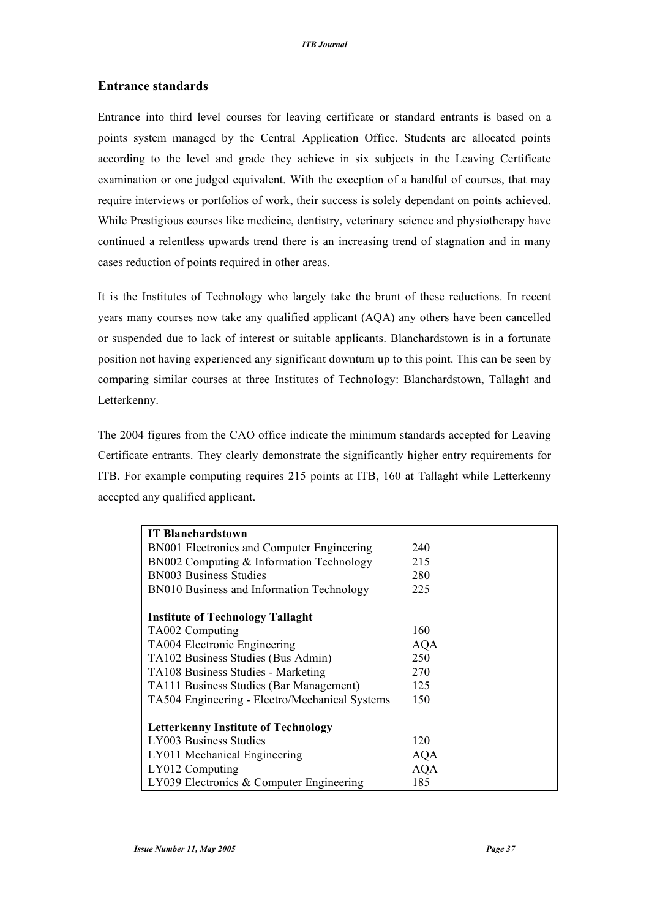## Entrance standards

Entrance into third level courses for leaving certificate or standard entrants is based on a points system managed by the Central Application Office. Students are allocated points according to the level and grade they achieve in six subjects in the Leaving Certificate examination or one judged equivalent. With the exception of a handful of courses, that may require interviews or portfolios of work, their success is solely dependant on points achieved. While Prestigious courses like medicine, dentistry, veterinary science and physiotherapy have continued a relentless upwards trend there is an increasing trend of stagnation and in many cases reduction of points required in other areas.

It is the Institutes of Technology who largely take the brunt of these reductions. In recent years many courses now take any qualified applicant (AQA) any others have been cancelled or suspended due to lack of interest or suitable applicants. Blanchardstown is in a fortunate position not having experienced any significant downturn up to this point. This can be seen by comparing similar courses at three Institutes of Technology: Blanchardstown, Tallaght and Letterkenny.

The 2004 figures from the CAO office indicate the minimum standards accepted for Leaving Certificate entrants. They clearly demonstrate the significantly higher entry requirements for ITB. For example computing requires 215 points at ITB, 160 at Tallaght while Letterkenny accepted any qualified applicant.

| Course | Points |
|---|---|
| **IT Blanchardstown** | |
| BN001 Electronics and Computer Engineering | 240 |
| BN002 Computing & Information Technology | 215 |
| BN003 Business Studies | 280 |
| BN010 Business and Information Technology | 225 |
| **Institute of Technology Tallaght** | |
| TA002 Computing | 160 |
| TA004 Electronic Engineering | AQA |
| TA102 Business Studies (Bus Admin) | 250 |
| TA108 Business Studies - Marketing | 270 |
| TA111 Business Studies (Bar Management) | 125 |
| TA504 Engineering - Electro/Mechanical Systems | 150 |
| **Letterkenny Institute of Technology** | |
| LY003 Business Studies | 120 |
| LY011 Mechanical Engineering | AQA |
| LY012 Computing | AQA |
| LY039 Electronics & Computer Engineering | 185 |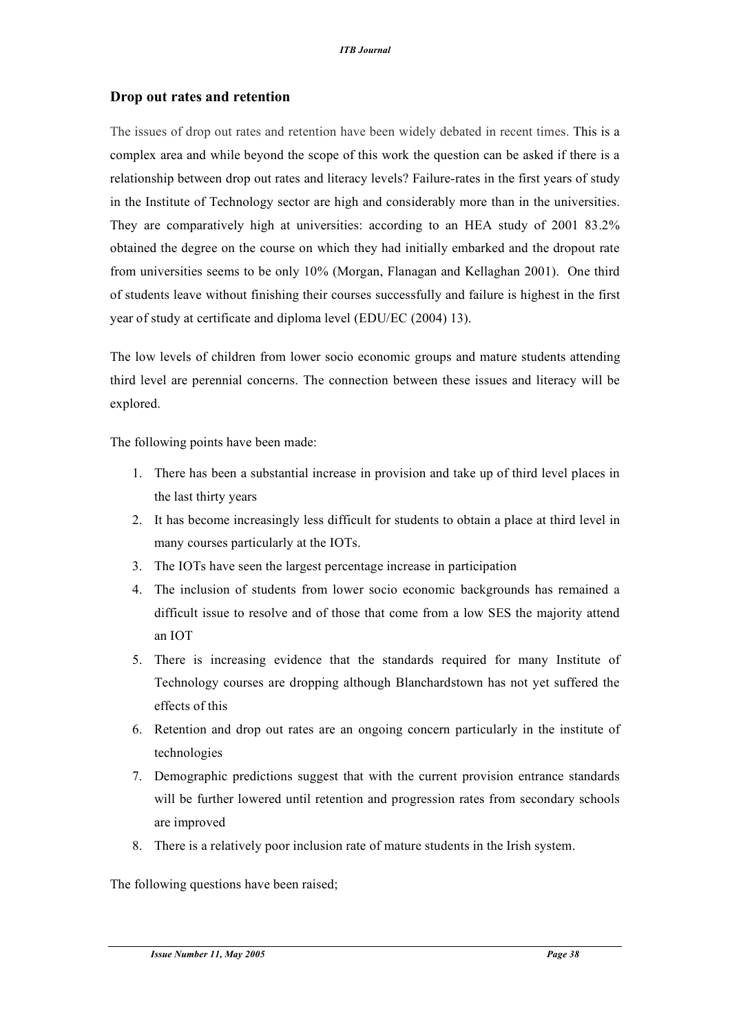## Drop out rates and retention

The issues of drop out rates and retention have been widely debated in recent times. This is a complex area and while beyond the scope of this work the question can be asked if there is a relationship between drop out rates and literacy levels? Failure-rates in the first years of study in the Institute of Technology sector are high and considerably more than in the universities. They are comparatively high at universities: according to an HEA study of 2001 83.2% obtained the degree on the course on which they had initially embarked and the dropout rate from universities seems to be only 10% (Morgan, Flanagan and Kellaghan 2001). One third of students leave without finishing their courses successfully and failure is highest in the first year of study at certificate and diploma level (EDU/EC (2004) 13).

The low levels of children from lower socio economic groups and mature students attending third level are perennial concerns. The connection between these issues and literacy will be explored.

The following points have been made:

1. There has been a substantial increase in provision and take up of third level places in the last thirty years
2. It has become increasingly less difficult for students to obtain a place at third level in many courses particularly at the IOTs.
3. The IOTs have seen the largest percentage increase in participation
4. The inclusion of students from lower socio economic backgrounds has remained a difficult issue to resolve and of those that come from a low SES the majority attend an IOT
5. There is increasing evidence that the standards required for many Institute of Technology courses are dropping although Blanchardstown has not yet suffered the effects of this
6. Retention and drop out rates are an ongoing concern particularly in the institute of technologies
7. Demographic predictions suggest that with the current provision entrance standards will be further lowered until retention and progression rates from secondary schools are improved
8. There is a relatively poor inclusion rate of mature students in the Irish system.

The following questions have been raised;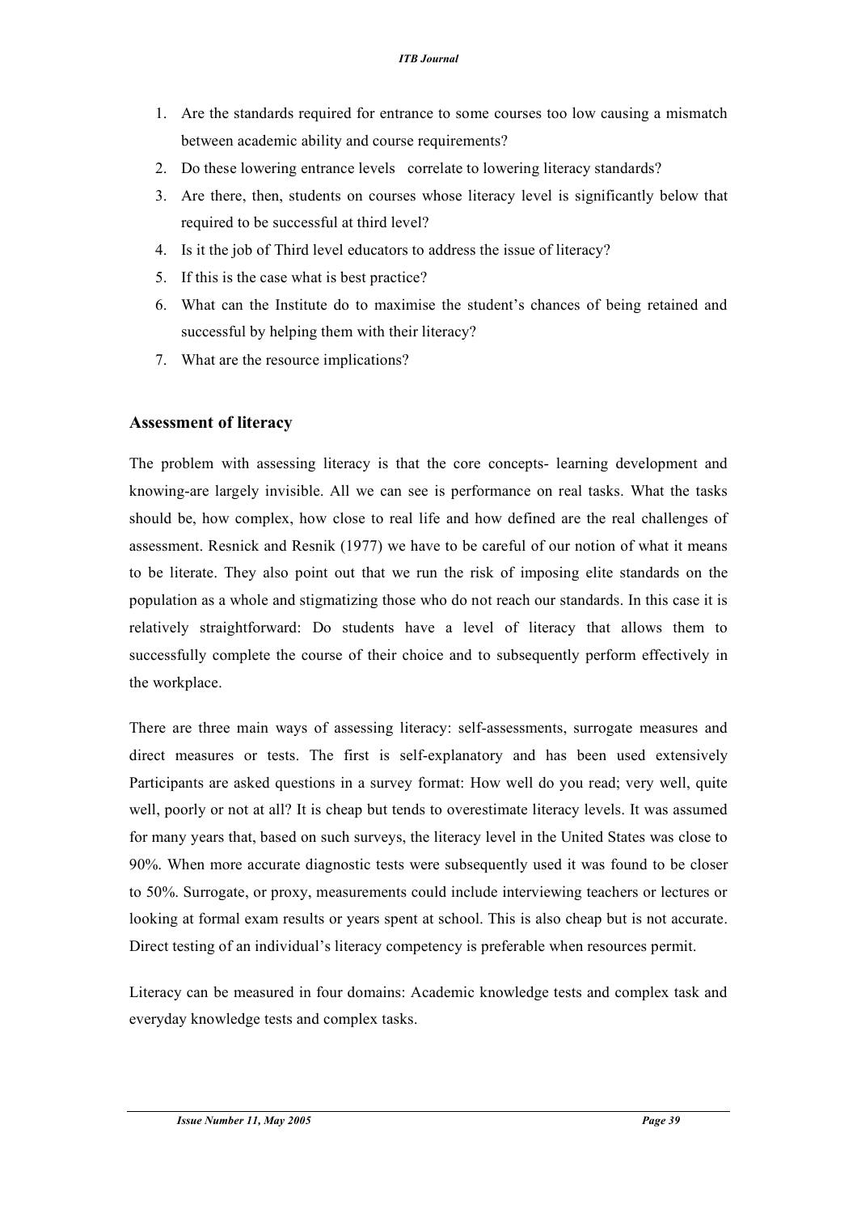1. Are the standards required for entrance to some courses too low causing a mismatch between academic ability and course requirements?
2. Do these lowering entrance levels correlate to lowering literacy standards?
3. Are there, then, students on courses whose literacy level is significantly below that required to be successful at third level?
4. Is it the job of Third level educators to address the issue of literacy?
5. If this is the case what is best practice?
6. What can the Institute do to maximise the student's chances of being retained and successful by helping them with their literacy?
7. What are the resource implications?

## Assessment of literacy

The problem with assessing literacy is that the core concepts- learning development and knowing-are largely invisible. All we can see is performance on real tasks. What the tasks should be, how complex, how close to real life and how defined are the real challenges of assessment. Resnick and Resnik (1977) we have to be careful of our notion of what it means to be literate. They also point out that we run the risk of imposing elite standards on the population as a whole and stigmatizing those who do not reach our standards. In this case it is relatively straightforward: Do students have a level of literacy that allows them to successfully complete the course of their choice and to subsequently perform effectively in the workplace.

There are three main ways of assessing literacy: self-assessments, surrogate measures and direct measures or tests. The first is self-explanatory and has been used extensively Participants are asked questions in a survey format: How well do you read; very well, quite well, poorly or not at all? It is cheap but tends to overestimate literacy levels. It was assumed for many years that, based on such surveys, the literacy level in the United States was close to 90%. When more accurate diagnostic tests were subsequently used it was found to be closer to 50%. Surrogate, or proxy, measurements could include interviewing teachers or lectures or looking at formal exam results or years spent at school. This is also cheap but is not accurate. Direct testing of an individual's literacy competency is preferable when resources permit.

Literacy can be measured in four domains: Academic knowledge tests and complex task and everyday knowledge tests and complex tasks.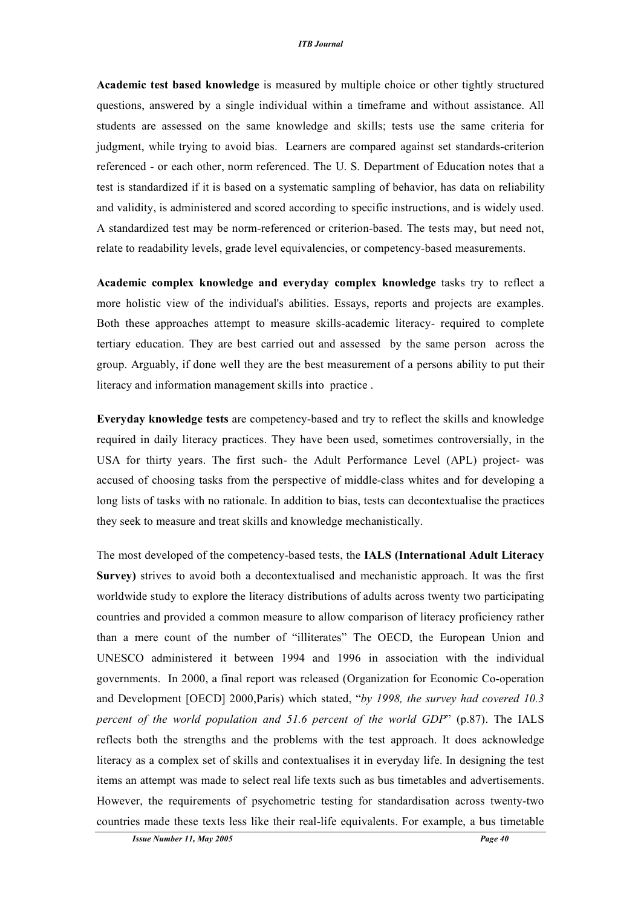**Academic test based knowledge** is measured by multiple choice or other tightly structured questions, answered by a single individual within a timeframe and without assistance. All students are assessed on the same knowledge and skills; tests use the same criteria for judgment, while trying to avoid bias. Learners are compared against set standards-criterion referenced - or each other, norm referenced. The U. S. Department of Education notes that a test is standardized if it is based on a systematic sampling of behavior, has data on reliability and validity, is administered and scored according to specific instructions, and is widely used. A standardized test may be norm-referenced or criterion-based. The tests may, but need not, relate to readability levels, grade level equivalencies, or competency-based measurements.

**Academic complex knowledge and everyday complex knowledge** tasks try to reflect a more holistic view of the individual's abilities. Essays, reports and projects are examples. Both these approaches attempt to measure skills-academic literacy- required to complete tertiary education. They are best carried out and assessed by the same person across the group. Arguably, if done well they are the best measurement of a persons ability to put their literacy and information management skills into practice .

**Everyday knowledge tests** are competency-based and try to reflect the skills and knowledge required in daily literacy practices. They have been used, sometimes controversially, in the USA for thirty years. The first such- the Adult Performance Level (APL) project- was accused of choosing tasks from the perspective of middle-class whites and for developing a long lists of tasks with no rationale. In addition to bias, tests can decontextualise the practices they seek to measure and treat skills and knowledge mechanistically.

The most developed of the competency-based tests, the **IALS (International Adult Literacy Survey)** strives to avoid both a decontextualised and mechanistic approach. It was the first worldwide study to explore the literacy distributions of adults across twenty two participating countries and provided a common measure to allow comparison of literacy proficiency rather than a mere count of the number of "illiterates" The OECD, the European Union and UNESCO administered it between 1994 and 1996 in association with the individual governments. In 2000, a final report was released (Organization for Economic Co-operation and Development [OECD] 2000,Paris) which stated, "*by 1998, the survey had covered 10.3 percent of the world population and 51.6 percent of the world GDP*" (p.87). The IALS reflects both the strengths and the problems with the test approach. It does acknowledge literacy as a complex set of skills and contextualises it in everyday life. In designing the test items an attempt was made to select real life texts such as bus timetables and advertisements. However, the requirements of psychometric testing for standardisation across twenty-two countries made these texts less like their real-life equivalents. For example, a bus timetable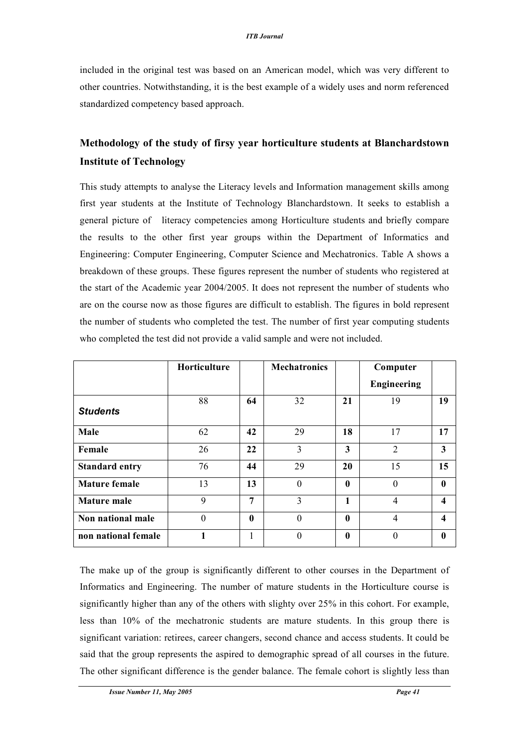included in the original test was based on an American model, which was very different to other countries. Notwithstanding, it is the best example of a widely uses and norm referenced standardized competency based approach.

## Methodology of the study of firsy year horticulture students at Blanchardstown Institute of Technology

This study attempts to analyse the Literacy levels and Information management skills among first year students at the Institute of Technology Blanchardstown. It seeks to establish a general picture of literacy competencies among Horticulture students and briefly compare the results to the other first year groups within the Department of Informatics and Engineering: Computer Engineering, Computer Science and Mechatronics. Table A shows a breakdown of these groups. These figures represent the number of students who registered at the start of the Academic year 2004/2005. It does not represent the number of students who are on the course now as those figures are difficult to establish. The figures in bold represent the number of students who completed the test. The number of first year computing students who completed the test did not provide a valid sample and were not included.

| | **Horticulture** | | **Mechatronics** | | **Computer Engineering** | |
|---|---|---|---|---|---|---|
| ***Students*** | 88 | **64** | 32 | **21** | 19 | **19** |
| **Male** | 62 | **42** | 29 | **18** | 17 | **17** |
| **Female** | 26 | **22** | 3 | **3** | 2 | **3** |
| **Standard entry** | 76 | **44** | 29 | **20** | 15 | **15** |
| **Mature female** | 13 | **13** | 0 | **0** | 0 | **0** |
| **Mature male** | 9 | **7** | 3 | **1** | 4 | **4** |
| **Non national male** | 0 | **0** | 0 | **0** | 4 | **4** |
| **non national female** | **1** | 1 | 0 | **0** | 0 | **0** |

The make up of the group is significantly different to other courses in the Department of Informatics and Engineering. The number of mature students in the Horticulture course is significantly higher than any of the others with slighty over 25% in this cohort. For example, less than 10% of the mechatronic students are mature students. In this group there is significant variation: retirees, career changers, second chance and access students. It could be said that the group represents the aspired to demographic spread of all courses in the future. The other significant difference is the gender balance. The female cohort is slightly less than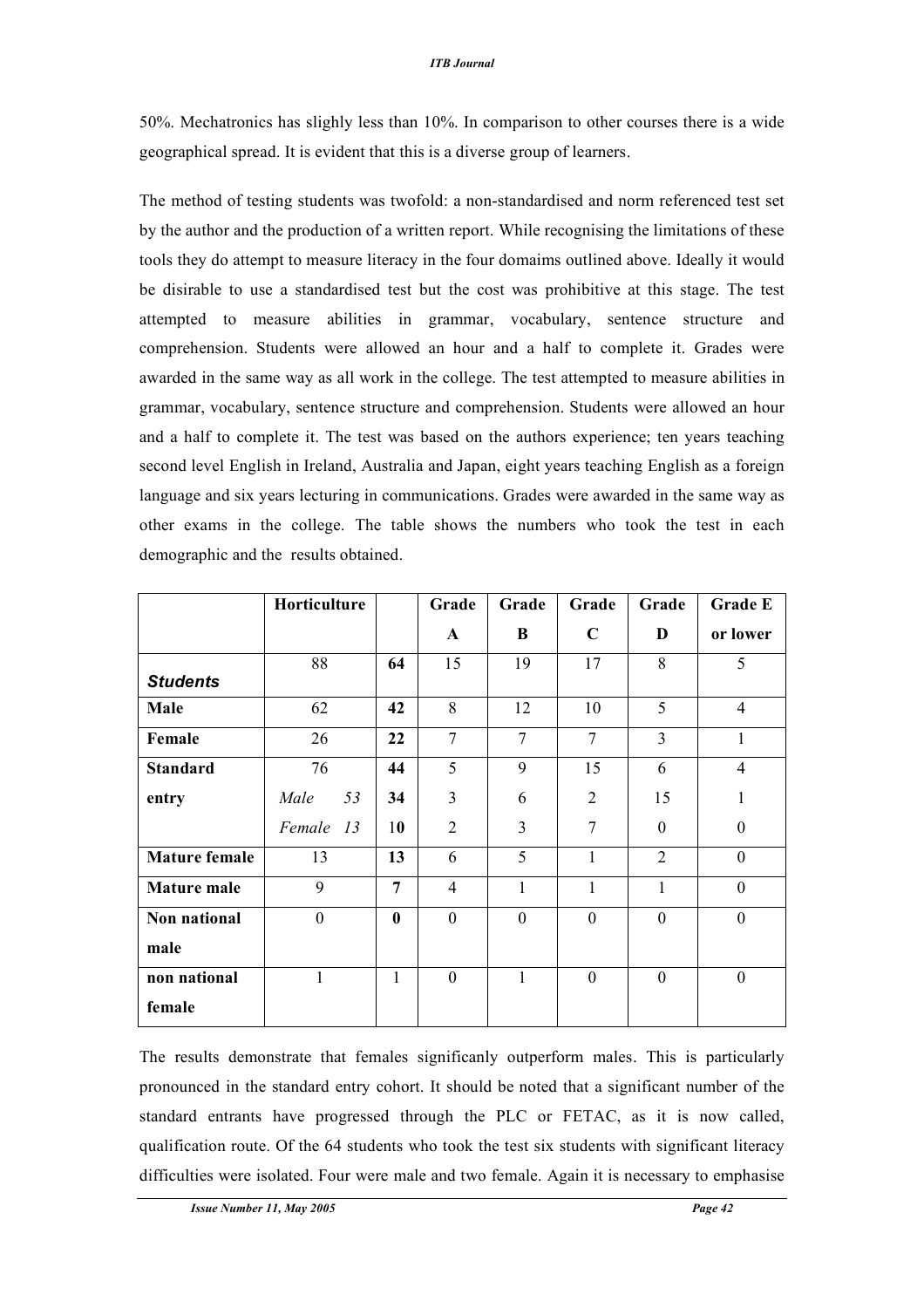50%. Mechatronics has slighly less than 10%. In comparison to other courses there is a wide geographical spread. It is evident that this is a diverse group of learners.

The method of testing students was twofold: a non-standardised and norm referenced test set by the author and the production of a written report. While recognising the limitations of these tools they do attempt to measure literacy in the four domaims outlined above. Ideally it would be disirable to use a standardised test but the cost was prohibitive at this stage. The test attempted to measure abilities in grammar, vocabulary, sentence structure and comprehension. Students were allowed an hour and a half to complete it. Grades were awarded in the same way as all work in the college. The test attempted to measure abilities in grammar, vocabulary, sentence structure and comprehension. Students were allowed an hour and a half to complete it. The test was based on the authors experience; ten years teaching second level English in Ireland, Australia and Japan, eight years teaching English as a foreign language and six years lecturing in communications. Grades were awarded in the same way as other exams in the college. The table shows the numbers who took the test in each demographic and the results obtained.

| | Horticulture | | Grade A | Grade B | Grade C | Grade D | Grade E or lower |
|---|---|---|---|---|---|---|---|
| ***Students*** | 88 | **64** | 15 | 19 | 17 | 8 | 5 |
| **Male** | 62 | **42** | 8 | 12 | 10 | 5 | 4 |
| **Female** | 26 | **22** | 7 | 7 | 7 | 3 | 1 |
| **Standard entry** | 76 | **44** | 5 | 9 | 15 | 6 | 4 |
| | *Male 53* | **34** | 3 | 6 | 2 | 15 | 1 |
| | *Female 13* | 1**0** | 2 | 3 | 7 | 0 | 0 |
| **Mature female** | 13 | **13** | 6 | 5 | 1 | 2 | 0 |
| **Mature male** | 9 | **7** | 4 | 1 | 1 | 1 | 0 |
| **Non national male** | 0 | **0** | 0 | 0 | 0 | 0 | 0 |
| **non national female** | 1 | 1 | 0 | 1 | 0 | 0 | 0 |

The results demonstrate that females significanly outperform males. This is particularly pronounced in the standard entry cohort. It should be noted that a significant number of the standard entrants have progressed through the PLC or FETAC, as it is now called, qualification route. Of the 64 students who took the test six students with significant literacy difficulties were isolated. Four were male and two female. Again it is necessary to emphasise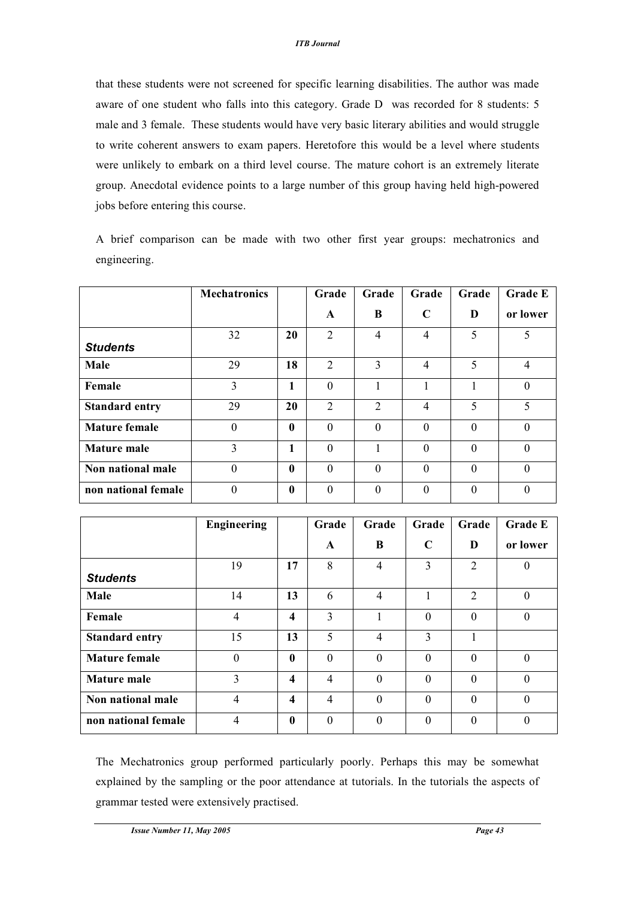that these students were not screened for specific learning disabilities. The author was made aware of one student who falls into this category. Grade D was recorded for 8 students: 5 male and 3 female. These students would have very basic literary abilities and would struggle to write coherent answers to exam papers. Heretofore this would be a level where students were unlikely to embark on a third level course. The mature cohort is an extremely literate group. Anecdotal evidence points to a large number of this group having held high-powered jobs before entering this course.

A brief comparison can be made with two other first year groups: mechatronics and engineering.

| | **Mechatronics** | | **Grade A** | **Grade B** | **Grade C** | **Grade D** | **Grade E or lower** |
|---|---|---|---|---|---|---|---|
| ***Students*** | 32 | **20** | 2 | 4 | 4 | 5 | 5 |
| **Male** | 29 | **18** | 2 | 3 | 4 | 5 | 4 |
| **Female** | 3 | **1** | 0 | 1 | 1 | 1 | 0 |
| **Standard entry** | 29 | **20** | 2 | 2 | 4 | 5 | 5 |
| **Mature female** | 0 | **0** | 0 | 0 | 0 | 0 | 0 |
| **Mature male** | 3 | **1** | 0 | 1 | 0 | 0 | 0 |
| **Non national male** | 0 | **0** | 0 | 0 | 0 | 0 | 0 |
| **non national female** | 0 | **0** | 0 | 0 | 0 | 0 | 0 |

| | **Engineering** | | **Grade A** | **Grade B** | **Grade C** | **Grade D** | **Grade E or lower** |
|---|---|---|---|---|---|---|---|
| ***Students*** | 19 | **17** | 8 | 4 | 3 | 2 | 0 |
| **Male** | 14 | **13** | 6 | 4 | 1 | 2 | 0 |
| **Female** | 4 | **4** | 3 | 1 | 0 | 0 | 0 |
| **Standard entry** | 15 | **13** | 5 | 4 | 3 | 1 | |
| **Mature female** | 0 | **0** | 0 | 0 | 0 | 0 | 0 |
| **Mature male** | 3 | **4** | 4 | 0 | 0 | 0 | 0 |
| **Non national male** | 4 | **4** | 4 | 0 | 0 | 0 | 0 |
| **non national female** | 4 | **0** | 0 | 0 | 0 | 0 | 0 |

The Mechatronics group performed particularly poorly. Perhaps this may be somewhat explained by the sampling or the poor attendance at tutorials. In the tutorials the aspects of grammar tested were extensively practised.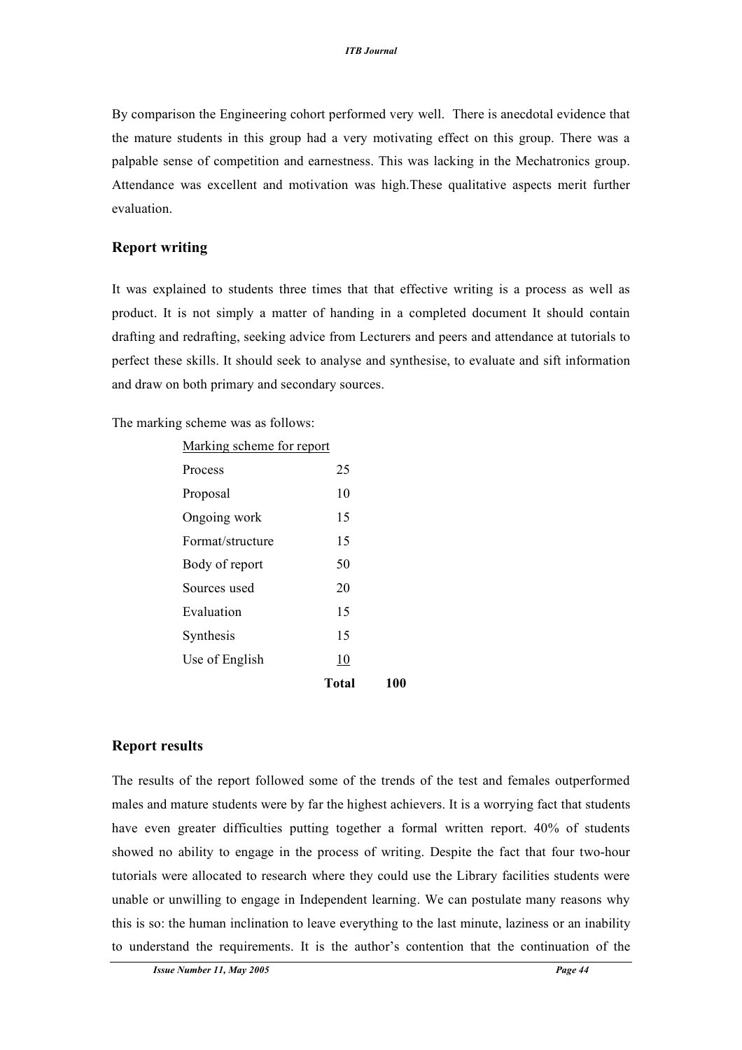By comparison the Engineering cohort performed very well. There is anecdotal evidence that the mature students in this group had a very motivating effect on this group. There was a palpable sense of competition and earnestness. This was lacking in the Mechatronics group. Attendance was excellent and motivation was high.These qualitative aspects merit further evaluation.

## Report writing

It was explained to students three times that that effective writing is a process as well as product. It is not simply a matter of handing in a completed document It should contain drafting and redrafting, seeking advice from Lecturers and peers and attendance at tutorials to perfect these skills. It should seek to analyse and synthesise, to evaluate and sift information and draw on both primary and secondary sources.

The marking scheme was as follows:

| Marking scheme for report | | |
|---|---|---|
| Process | 25 | |
| Proposal | 10 | |
| Ongoing work | 15 | |
| Format/structure | 15 | |
| Body of report | 50 | |
| Sources used | 20 | |
| Evaluation | 15 | |
| Synthesis | 15 | |
| Use of English | 10 | |
| | **Total** | **100** |

## Report results

The results of the report followed some of the trends of the test and females outperformed males and mature students were by far the highest achievers. It is a worrying fact that students have even greater difficulties putting together a formal written report. 40% of students showed no ability to engage in the process of writing. Despite the fact that four two-hour tutorials were allocated to research where they could use the Library facilities students were unable or unwilling to engage in Independent learning. We can postulate many reasons why this is so: the human inclination to leave everything to the last minute, laziness or an inability to understand the requirements. It is the author's contention that the continuation of the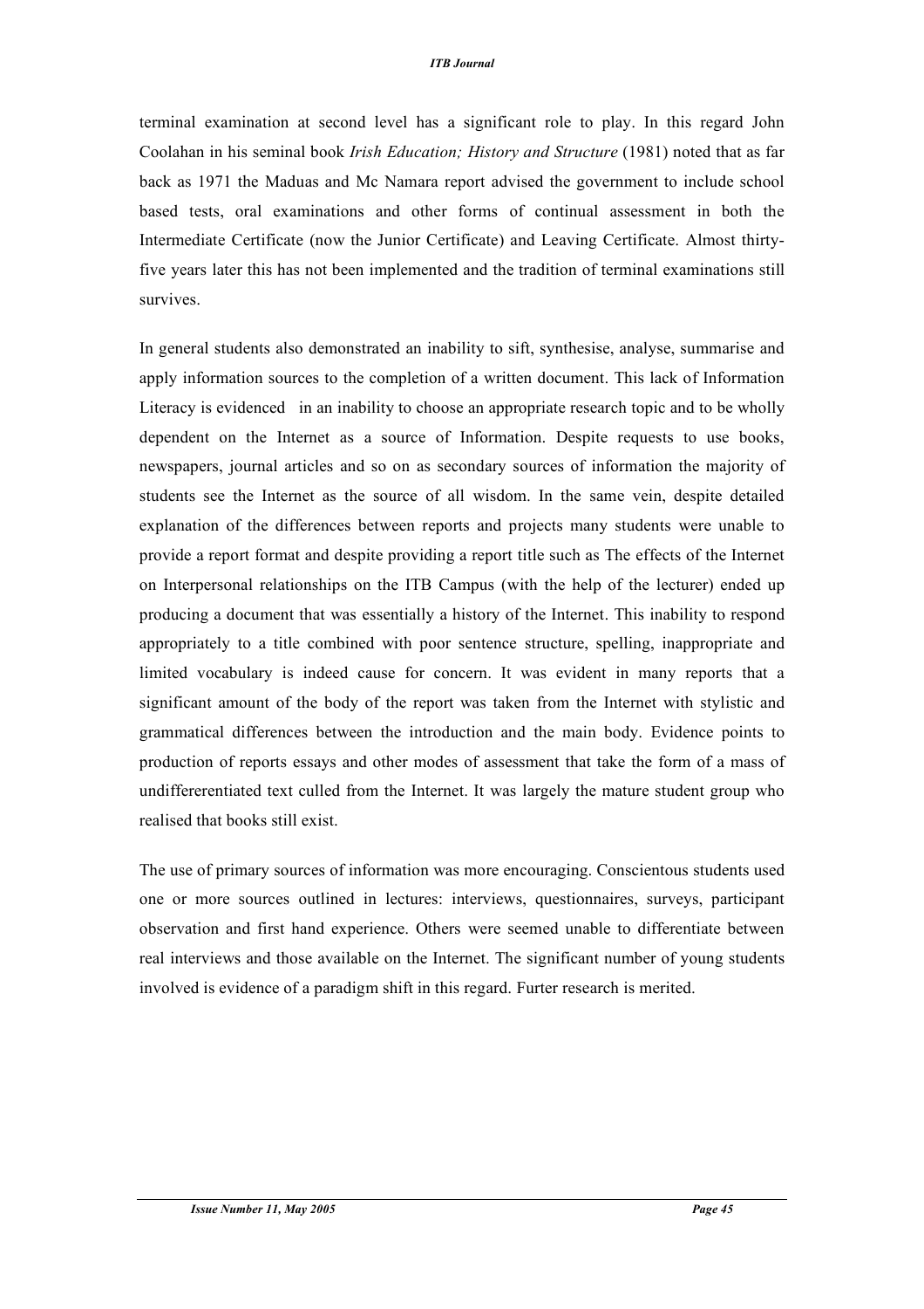terminal examination at second level has a significant role to play. In this regard John Coolahan in his seminal book *Irish Education; History and Structure* (1981) noted that as far back as 1971 the Maduas and Mc Namara report advised the government to include school based tests, oral examinations and other forms of continual assessment in both the Intermediate Certificate (now the Junior Certificate) and Leaving Certificate. Almost thirty-five years later this has not been implemented and the tradition of terminal examinations still survives.

In general students also demonstrated an inability to sift, synthesise, analyse, summarise and apply information sources to the completion of a written document. This lack of Information Literacy is evidenced in an inability to choose an appropriate research topic and to be wholly dependent on the Internet as a source of Information. Despite requests to use books, newspapers, journal articles and so on as secondary sources of information the majority of students see the Internet as the source of all wisdom. In the same vein, despite detailed explanation of the differences between reports and projects many students were unable to provide a report format and despite providing a report title such as The effects of the Internet on Interpersonal relationships on the ITB Campus (with the help of the lecturer) ended up producing a document that was essentially a history of the Internet. This inability to respond appropriately to a title combined with poor sentence structure, spelling, inappropriate and limited vocabulary is indeed cause for concern. It was evident in many reports that a significant amount of the body of the report was taken from the Internet with stylistic and grammatical differences between the introduction and the main body. Evidence points to production of reports essays and other modes of assessment that take the form of a mass of undiffererentiated text culled from the Internet. It was largely the mature student group who realised that books still exist.

The use of primary sources of information was more encouraging. Conscientous students used one or more sources outlined in lectures: interviews, questionnaires, surveys, participant observation and first hand experience. Others were seemed unable to differentiate between real interviews and those available on the Internet. The significant number of young students involved is evidence of a paradigm shift in this regard. Furter research is merited.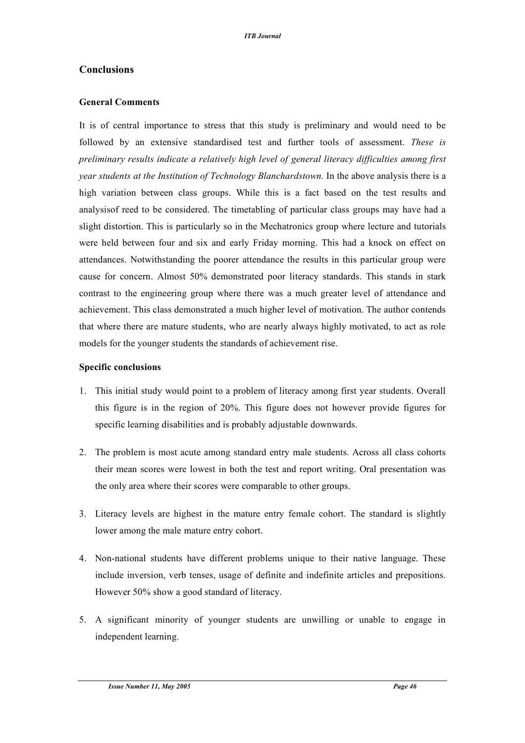## Conclusions

### General Comments

It is of central importance to stress that this study is preliminary and would need to be followed by an extensive standardised test and further tools of assessment. *These is preliminary results indicate a relatively high level of general literacy difficulties among first year students at the Institution of Technology Blanchardstown.* In the above analysis there is a high variation between class groups. While this is a fact based on the test results and analysisof reed to be considered. The timetabling of particular class groups may have had a slight distortion. This is particularly so in the Mechatronics group where lecture and tutorials were held between four and six and early Friday morning. This had a knock on effect on attendances. Notwithstanding the poorer attendance the results in this particular group were cause for concern. Almost 50% demonstrated poor literacy standards. This stands in stark contrast to the engineering group where there was a much greater level of attendance and achievement. This class demonstrated a much higher level of motivation. The author contends that where there are mature students, who are nearly always highly motivated, to act as role models for the younger students the standards of achievement rise.

### Specific conclusions

1. This initial study would point to a problem of literacy among first year students. Overall this figure is in the region of 20%. This figure does not however provide figures for specific learning disabilities and is probably adjustable downwards.

2. The problem is most acute among standard entry male students. Across all class cohorts their mean scores were lowest in both the test and report writing. Oral presentation was the only area where their scores were comparable to other groups.

3. Literacy levels are highest in the mature entry female cohort. The standard is slightly lower among the male mature entry cohort.

4. Non-national students have different problems unique to their native language. These include inversion, verb tenses, usage of definite and indefinite articles and prepositions. However 50% show a good standard of literacy.

5. A significant minority of younger students are unwilling or unable to engage in independent learning.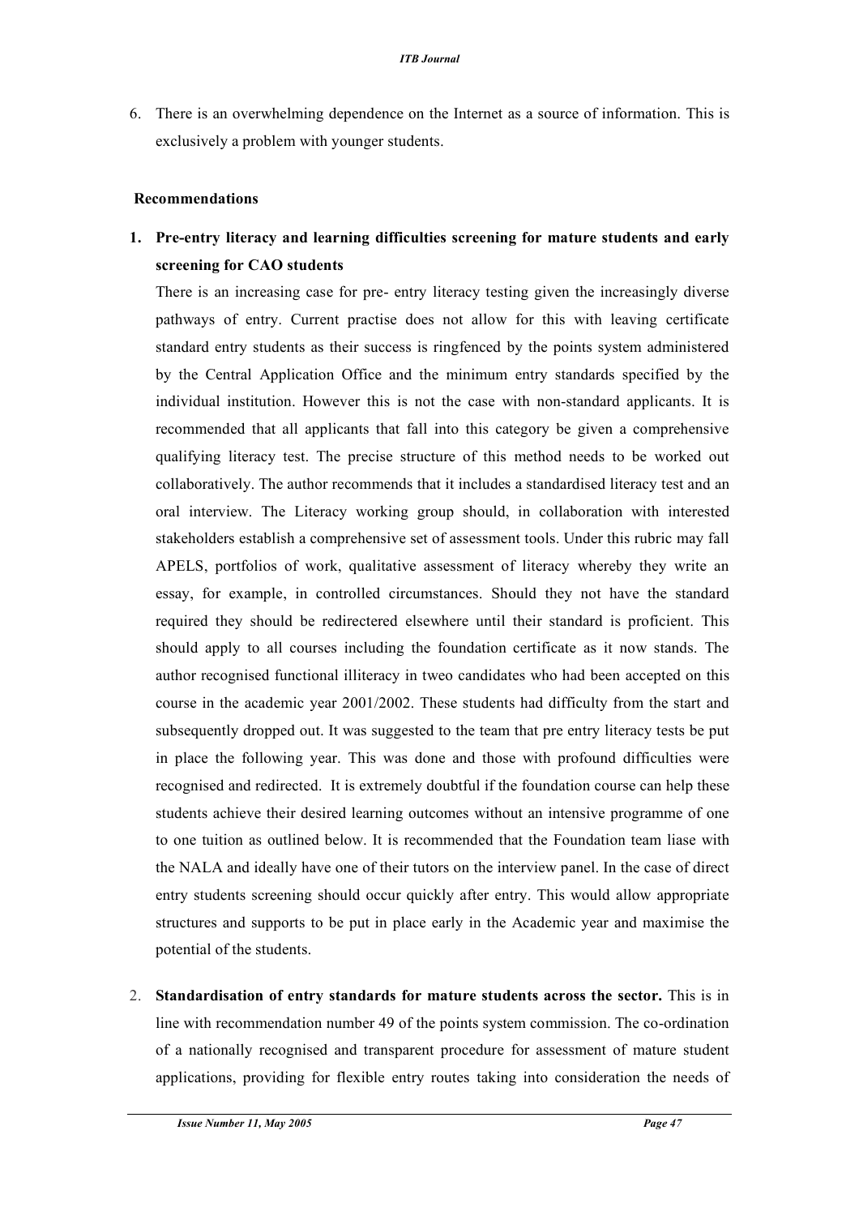6. There is an overwhelming dependence on the Internet as a source of information. This is exclusively a problem with younger students.

**Recommendations**

1. **Pre-entry literacy and learning difficulties screening for mature students and early screening for CAO students**

   There is an increasing case for pre- entry literacy testing given the increasingly diverse pathways of entry. Current practise does not allow for this with leaving certificate standard entry students as their success is ringfenced by the points system administered by the Central Application Office and the minimum entry standards specified by the individual institution. However this is not the case with non-standard applicants. It is recommended that all applicants that fall into this category be given a comprehensive qualifying literacy test. The precise structure of this method needs to be worked out collaboratively. The author recommends that it includes a standardised literacy test and an oral interview. The Literacy working group should, in collaboration with interested stakeholders establish a comprehensive set of assessment tools. Under this rubric may fall APELS, portfolios of work, qualitative assessment of literacy whereby they write an essay, for example, in controlled circumstances. Should they not have the standard required they should be redirectered elsewhere until their standard is proficient. This should apply to all courses including the foundation certificate as it now stands. The author recognised functional illiteracy in tweo candidates who had been accepted on this course in the academic year 2001/2002. These students had difficulty from the start and subsequently dropped out. It was suggested to the team that pre entry literacy tests be put in place the following year. This was done and those with profound difficulties were recognised and redirected. It is extremely doubtful if the foundation course can help these students achieve their desired learning outcomes without an intensive programme of one to one tuition as outlined below. It is recommended that the Foundation team liase with the NALA and ideally have one of their tutors on the interview panel. In the case of direct entry students screening should occur quickly after entry. This would allow appropriate structures and supports to be put in place early in the Academic year and maximise the potential of the students.

2. **Standardisation of entry standards for mature students across the sector.** This is in line with recommendation number 49 of the points system commission. The co-ordination of a nationally recognised and transparent procedure for assessment of mature student applications, providing for flexible entry routes taking into consideration the needs of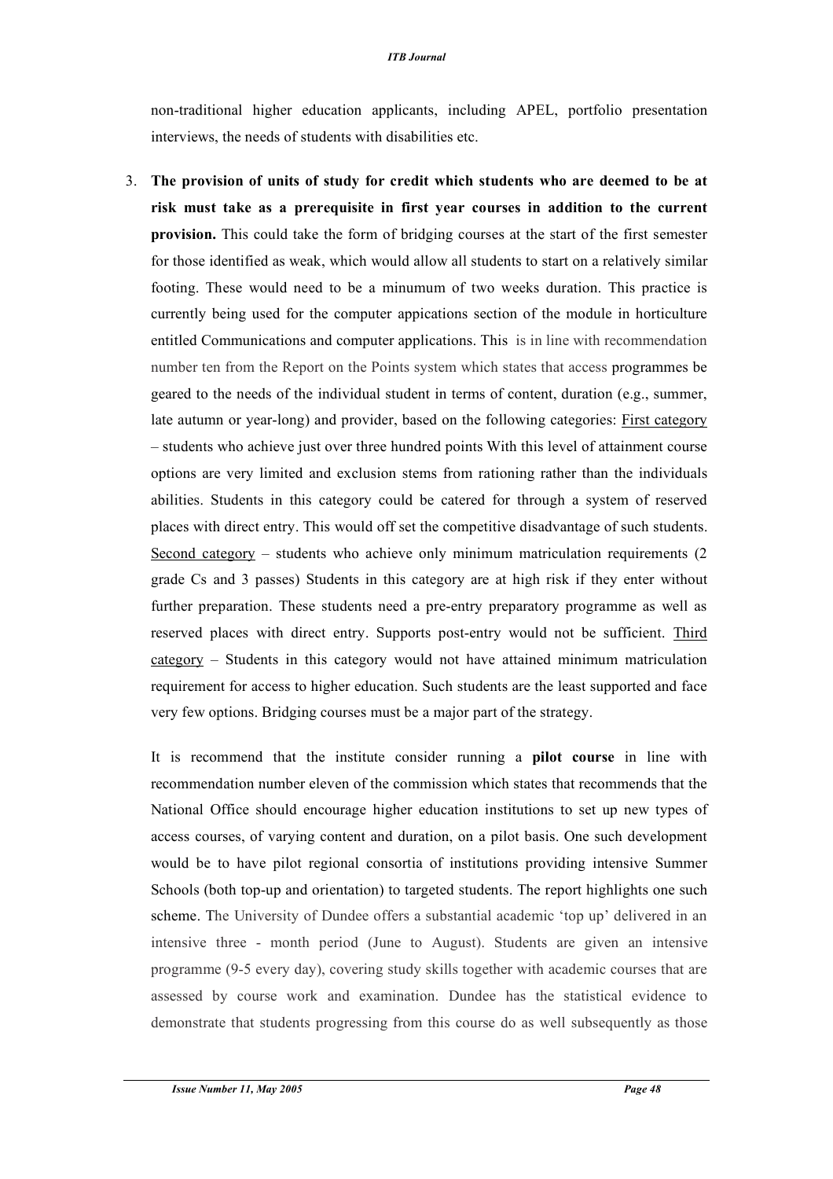non-traditional higher education applicants, including APEL, portfolio presentation interviews, the needs of students with disabilities etc.

3. **The provision of units of study for credit which students who are deemed to be at risk must take as a prerequisite in first year courses in addition to the current provision.** This could take the form of bridging courses at the start of the first semester for those identified as weak, which would allow all students to start on a relatively similar footing. These would need to be a minumum of two weeks duration. This practice is currently being used for the computer appications section of the module in horticulture entitled Communications and computer applications. This is in line with recommendation number ten from the Report on the Points system which states that access programmes be geared to the needs of the individual student in terms of content, duration (e.g., summer, late autumn or year-long) and provider, based on the following categories: <u>First category</u> – students who achieve just over three hundred points With this level of attainment course options are very limited and exclusion stems from rationing rather than the individuals abilities. Students in this category could be catered for through a system of reserved places with direct entry. This would off set the competitive disadvantage of such students. <u>Second category</u> – students who achieve only minimum matriculation requirements (2 grade Cs and 3 passes) Students in this category are at high risk if they enter without further preparation. These students need a pre-entry preparatory programme as well as reserved places with direct entry. Supports post-entry would not be sufficient. <u>Third category</u> – Students in this category would not have attained minimum matriculation requirement for access to higher education. Such students are the least supported and face very few options. Bridging courses must be a major part of the strategy.

   It is recommend that the institute consider running a **pilot course** in line with recommendation number eleven of the commission which states that recommends that the National Office should encourage higher education institutions to set up new types of access courses, of varying content and duration, on a pilot basis. One such development would be to have pilot regional consortia of institutions providing intensive Summer Schools (both top-up and orientation) to targeted students. The report highlights one such scheme. The University of Dundee offers a substantial academic 'top up' delivered in an intensive three - month period (June to August). Students are given an intensive programme (9-5 every day), covering study skills together with academic courses that are assessed by course work and examination. Dundee has the statistical evidence to demonstrate that students progressing from this course do as well subsequently as those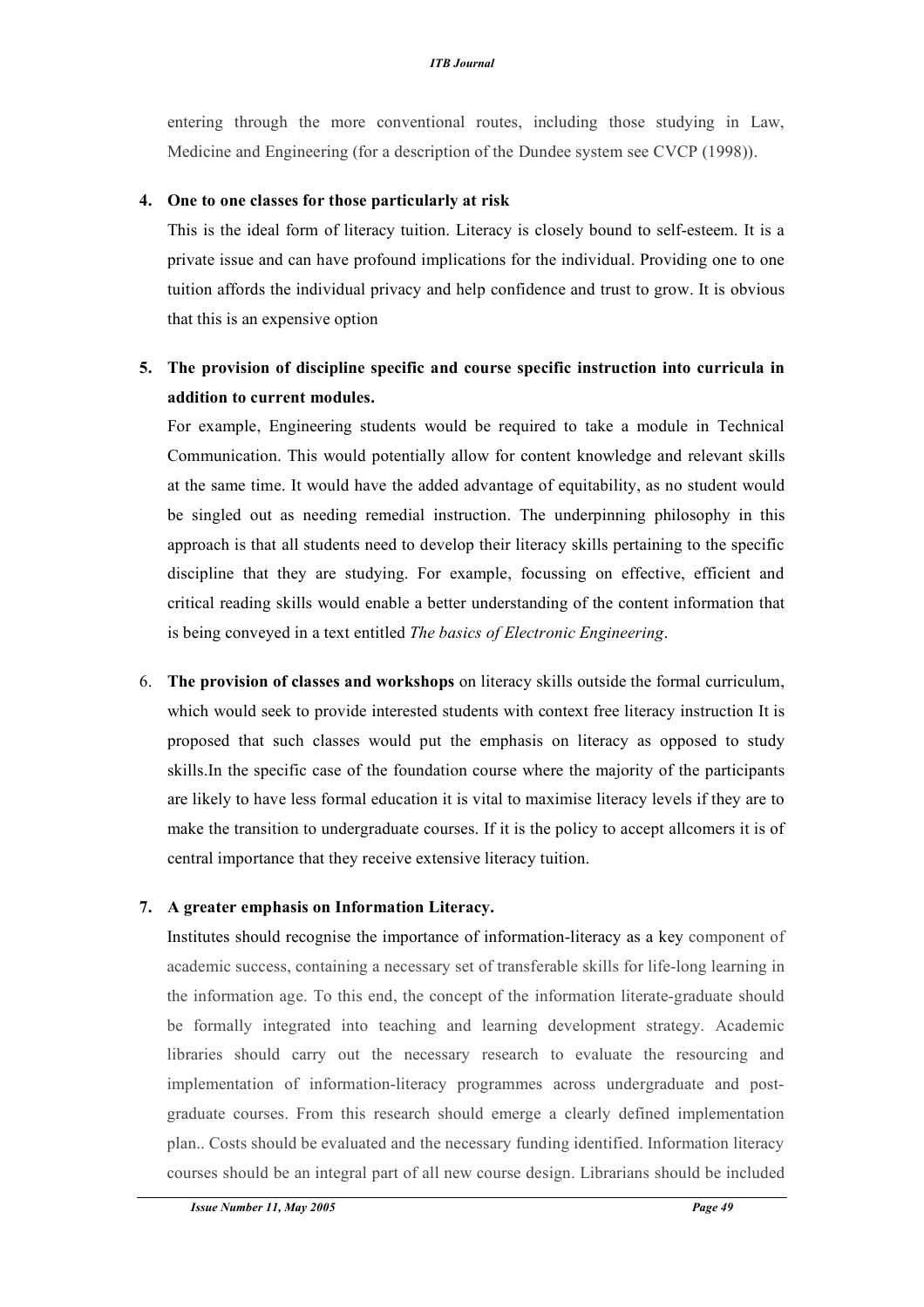entering through the more conventional routes, including those studying in Law, Medicine and Engineering (for a description of the Dundee system see CVCP (1998)).

4. **One to one classes for those particularly at risk**

   This is the ideal form of literacy tuition. Literacy is closely bound to self-esteem. It is a private issue and can have profound implications for the individual. Providing one to one tuition affords the individual privacy and help confidence and trust to grow. It is obvious that this is an expensive option

5. **The provision of discipline specific and course specific instruction into curricula in addition to current modules.**

   For example, Engineering students would be required to take a module in Technical Communication. This would potentially allow for content knowledge and relevant skills at the same time. It would have the added advantage of equitability, as no student would be singled out as needing remedial instruction. The underpinning philosophy in this approach is that all students need to develop their literacy skills pertaining to the specific discipline that they are studying. For example, focussing on effective, efficient and critical reading skills would enable a better understanding of the content information that is being conveyed in a text entitled *The basics of Electronic Engineering*.

6. **The provision of classes and workshops** on literacy skills outside the formal curriculum, which would seek to provide interested students with context free literacy instruction It is proposed that such classes would put the emphasis on literacy as opposed to study skills.In the specific case of the foundation course where the majority of the participants are likely to have less formal education it is vital to maximise literacy levels if they are to make the transition to undergraduate courses. If it is the policy to accept allcomers it is of central importance that they receive extensive literacy tuition.

7. **A greater emphasis on Information Literacy.**

   Institutes should recognise the importance of information-literacy as a key component of academic success, containing a necessary set of transferable skills for life-long learning in the information age. To this end, the concept of the information literate-graduate should be formally integrated into teaching and learning development strategy. Academic libraries should carry out the necessary research to evaluate the resourcing and implementation of information-literacy programmes across undergraduate and post-graduate courses. From this research should emerge a clearly defined implementation plan.. Costs should be evaluated and the necessary funding identified. Information literacy courses should be an integral part of all new course design. Librarians should be included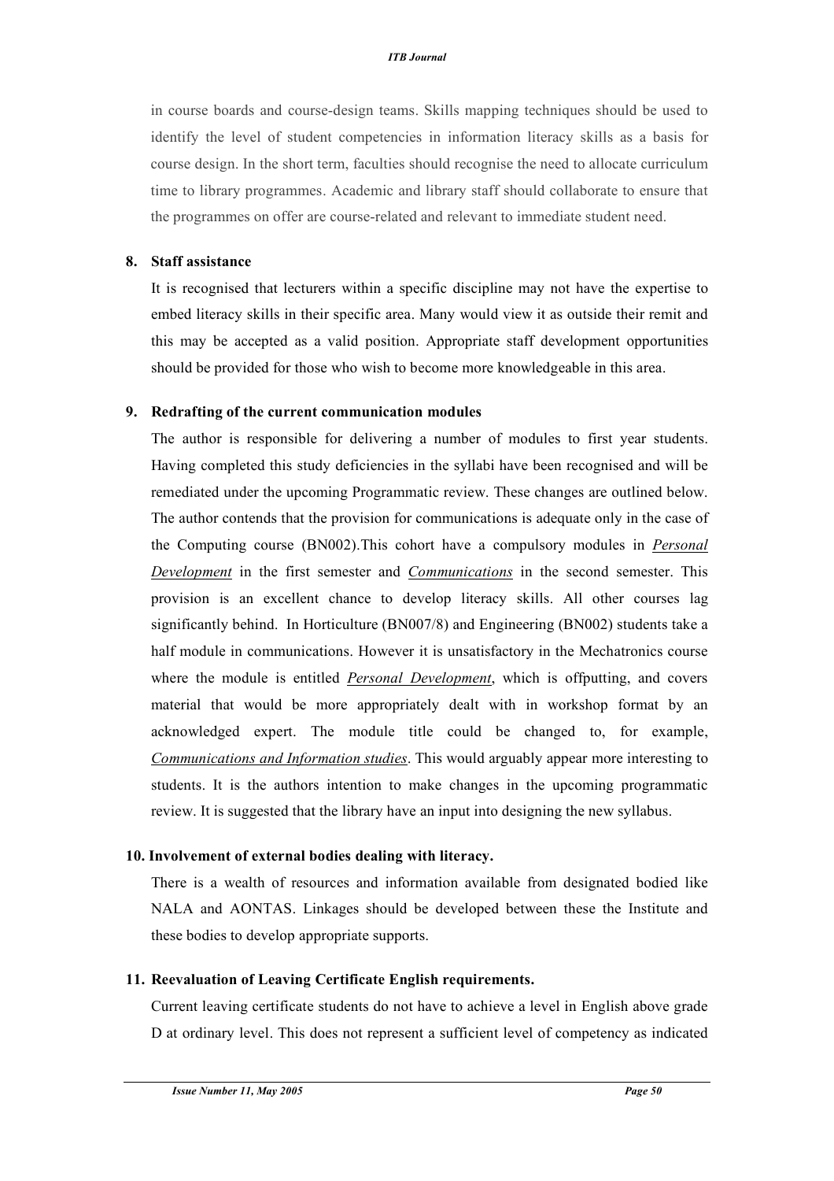in course boards and course-design teams. Skills mapping techniques should be used to identify the level of student competencies in information literacy skills as a basis for course design. In the short term, faculties should recognise the need to allocate curriculum time to library programmes. Academic and library staff should collaborate to ensure that the programmes on offer are course-related and relevant to immediate student need.

**8. Staff assistance**

It is recognised that lecturers within a specific discipline may not have the expertise to embed literacy skills in their specific area. Many would view it as outside their remit and this may be accepted as a valid position. Appropriate staff development opportunities should be provided for those who wish to become more knowledgeable in this area.

**9. Redrafting of the current communication modules**

The author is responsible for delivering a number of modules to first year students. Having completed this study deficiencies in the syllabi have been recognised and will be remediated under the upcoming Programmatic review. These changes are outlined below. The author contends that the provision for communications is adequate only in the case of the Computing course (BN002).This cohort have a compulsory modules in *Personal Development* in the first semester and *Communications* in the second semester. This provision is an excellent chance to develop literacy skills. All other courses lag significantly behind. In Horticulture (BN007/8) and Engineering (BN002) students take a half module in communications. However it is unsatisfactory in the Mechatronics course where the module is entitled *Personal Development*, which is offputting, and covers material that would be more appropriately dealt with in workshop format by an acknowledged expert. The module title could be changed to, for example, *Communications and Information studies*. This would arguably appear more interesting to students. It is the authors intention to make changes in the upcoming programmatic review. It is suggested that the library have an input into designing the new syllabus.

**10. Involvement of external bodies dealing with literacy.**

There is a wealth of resources and information available from designated bodied like NALA and AONTAS. Linkages should be developed between these the Institute and these bodies to develop appropriate supports.

**11. Reevaluation of Leaving Certificate English requirements.**

Current leaving certificate students do not have to achieve a level in English above grade D at ordinary level. This does not represent a sufficient level of competency as indicated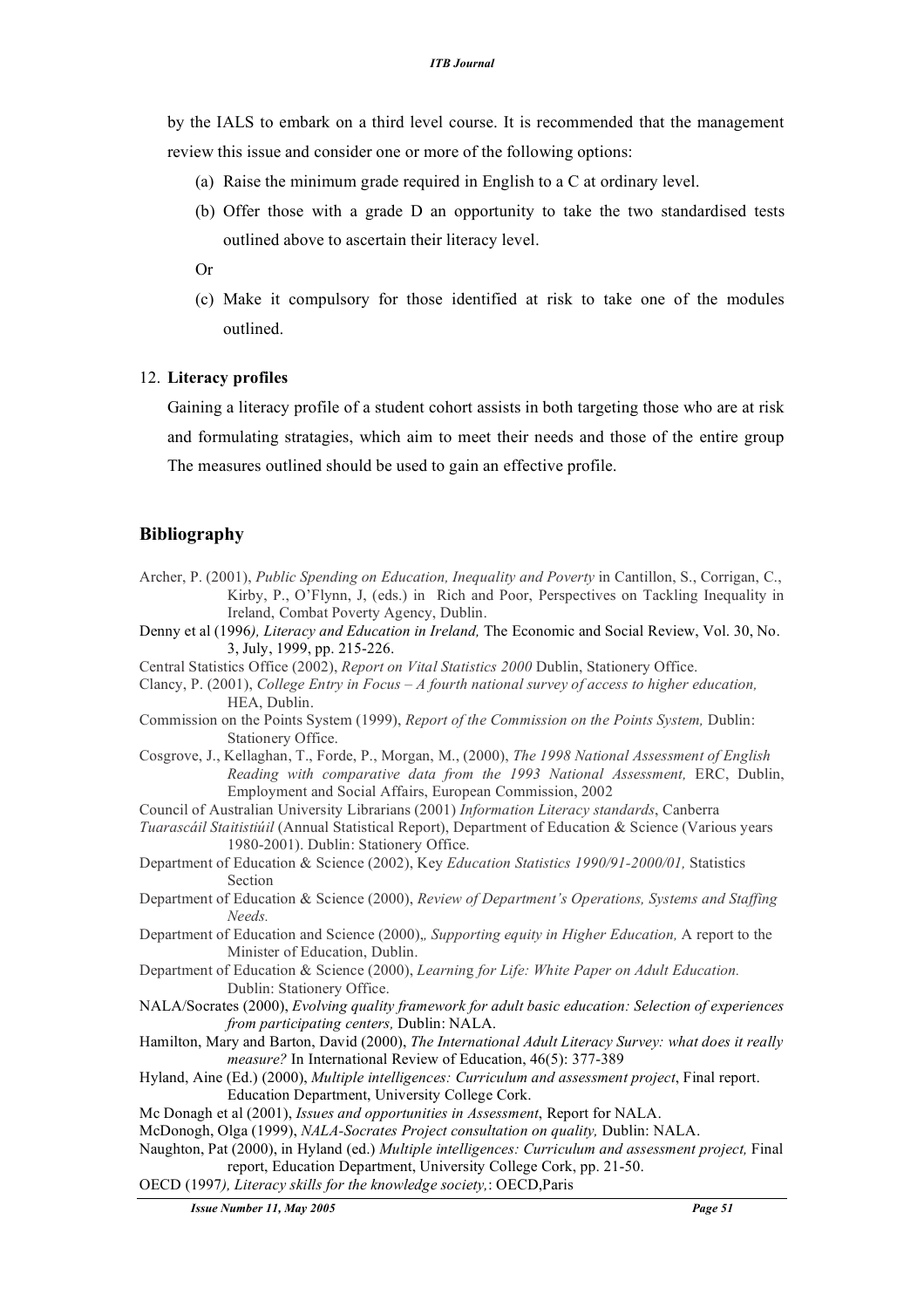by the IALS to embark on a third level course. It is recommended that the management review this issue and consider one or more of the following options:

(a) Raise the minimum grade required in English to a C at ordinary level.

(b) Offer those with a grade D an opportunity to take the two standardised tests outlined above to ascertain their literacy level.

Or

(c) Make it compulsory for those identified at risk to take one of the modules outlined.

12. **Literacy profiles**

Gaining a literacy profile of a student cohort assists in both targeting those who are at risk and formulating stratagies, which aim to meet their needs and those of the entire group The measures outlined should be used to gain an effective profile.

## Bibliography

Archer, P. (2001), *Public Spending on Education, Inequality and Poverty* in Cantillon, S., Corrigan, C., Kirby, P., O'Flynn, J, (eds.) in Rich and Poor, Perspectives on Tackling Inequality in Ireland, Combat Poverty Agency, Dublin.

Denny et al (1996*), Literacy and Education in Ireland,* The Economic and Social Review, Vol. 30, No. 3, July, 1999, pp. 215-226.

Central Statistics Office (2002), *Report on Vital Statistics 2000* Dublin, Stationery Office.

Clancy, P. (2001), *College Entry in Focus – A fourth national survey of access to higher education,* HEA, Dublin.

Commission on the Points System (1999), *Report of the Commission on the Points System,* Dublin: Stationery Office.

Cosgrove, J., Kellaghan, T., Forde, P., Morgan, M., (2000), *The 1998 National Assessment of English Reading with comparative data from the 1993 National Assessment,* ERC, Dublin, Employment and Social Affairs, European Commission, 2002

Council of Australian University Librarians (2001) *Information Literacy standards*, Canberra

*Tuarascáil Staitistiúil* (Annual Statistical Report), Department of Education & Science (Various years 1980-2001). Dublin: Stationery Office.

Department of Education & Science (2002), Key *Education Statistics 1990/91-2000/01,* Statistics Section

Department of Education & Science (2000), *Review of Department's Operations, Systems and Staffing Needs.*

Department of Education and Science (2000)*,, Supporting equity in Higher Education,* A report to the Minister of Education, Dublin.

Department of Education & Science (2000), *Learning for Life: White Paper on Adult Education.* Dublin: Stationery Office.

NALA/Socrates (2000), *Evolving quality framework for adult basic education: Selection of experiences from participating centers,* Dublin: NALA.

Hamilton, Mary and Barton, David (2000), *The International Adult Literacy Survey: what does it really measure?* In International Review of Education, 46(5): 377-389

Hyland, Aine (Ed.) (2000), *Multiple intelligences: Curriculum and assessment project*, Final report. Education Department, University College Cork.

Mc Donagh et al (2001), *Issues and opportunities in Assessment*, Report for NALA.

McDonogh, Olga (1999), *NALA-Socrates Project consultation on quality,* Dublin: NALA.

Naughton, Pat (2000), in Hyland (ed.) *Multiple intelligences: Curriculum and assessment project,* Final report, Education Department, University College Cork, pp. 21-50.

OECD (1997*), Literacy skills for the knowledge society,*: OECD,Paris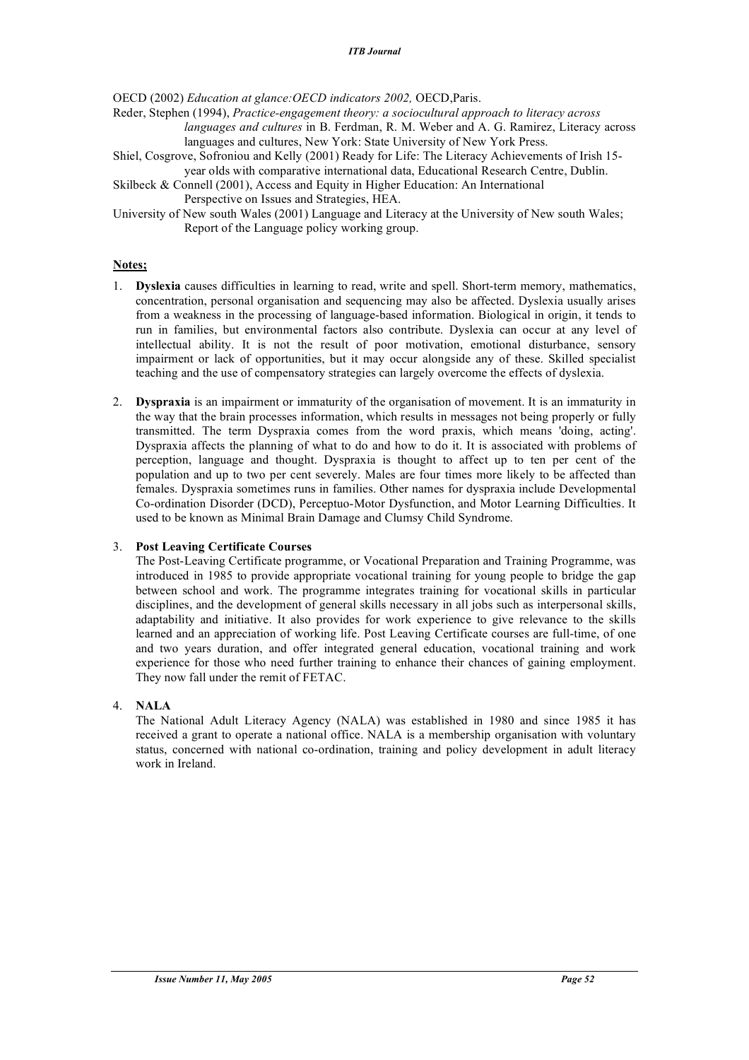OECD (2002) *Education at glance:OECD indicators 2002,* OECD,Paris.

Reder, Stephen (1994), *Practice-engagement theory: a sociocultural approach to literacy across languages and cultures* in B. Ferdman, R. M. Weber and A. G. Ramirez, Literacy across languages and cultures, New York: State University of New York Press.

Shiel, Cosgrove, Sofroniou and Kelly (2001) Ready for Life: The Literacy Achievements of Irish 15-year olds with comparative international data, Educational Research Centre, Dublin.

Skilbeck & Connell (2001), Access and Equity in Higher Education: An International Perspective on Issues and Strategies, HEA.

University of New south Wales (2001) Language and Literacy at the University of New south Wales; Report of the Language policy working group.

**Notes;**

1. **Dyslexia** causes difficulties in learning to read, write and spell. Short-term memory, mathematics, concentration, personal organisation and sequencing may also be affected. Dyslexia usually arises from a weakness in the processing of language-based information. Biological in origin, it tends to run in families, but environmental factors also contribute. Dyslexia can occur at any level of intellectual ability. It is not the result of poor motivation, emotional disturbance, sensory impairment or lack of opportunities, but it may occur alongside any of these. Skilled specialist teaching and the use of compensatory strategies can largely overcome the effects of dyslexia.

2. **Dyspraxia** is an impairment or immaturity of the organisation of movement. It is an immaturity in the way that the brain processes information, which results in messages not being properly or fully transmitted. The term Dyspraxia comes from the word praxis, which means 'doing, acting'. Dyspraxia affects the planning of what to do and how to do it. It is associated with problems of perception, language and thought. Dyspraxia is thought to affect up to ten per cent of the population and up to two per cent severely. Males are four times more likely to be affected than females. Dyspraxia sometimes runs in families. Other names for dyspraxia include Developmental Co-ordination Disorder (DCD), Perceptuo-Motor Dysfunction, and Motor Learning Difficulties. It used to be known as Minimal Brain Damage and Clumsy Child Syndrome.

3. **Post Leaving Certificate Courses**
   The Post-Leaving Certificate programme, or Vocational Preparation and Training Programme, was introduced in 1985 to provide appropriate vocational training for young people to bridge the gap between school and work. The programme integrates training for vocational skills in particular disciplines, and the development of general skills necessary in all jobs such as interpersonal skills, adaptability and initiative. It also provides for work experience to give relevance to the skills learned and an appreciation of working life. Post Leaving Certificate courses are full-time, of one and two years duration, and offer integrated general education, vocational training and work experience for those who need further training to enhance their chances of gaining employment. They now fall under the remit of FETAC.

4. **NALA**
   The National Adult Literacy Agency (NALA) was established in 1980 and since 1985 it has received a grant to operate a national office. NALA is a membership organisation with voluntary status, concerned with national co-ordination, training and policy development in adult literacy work in Ireland.